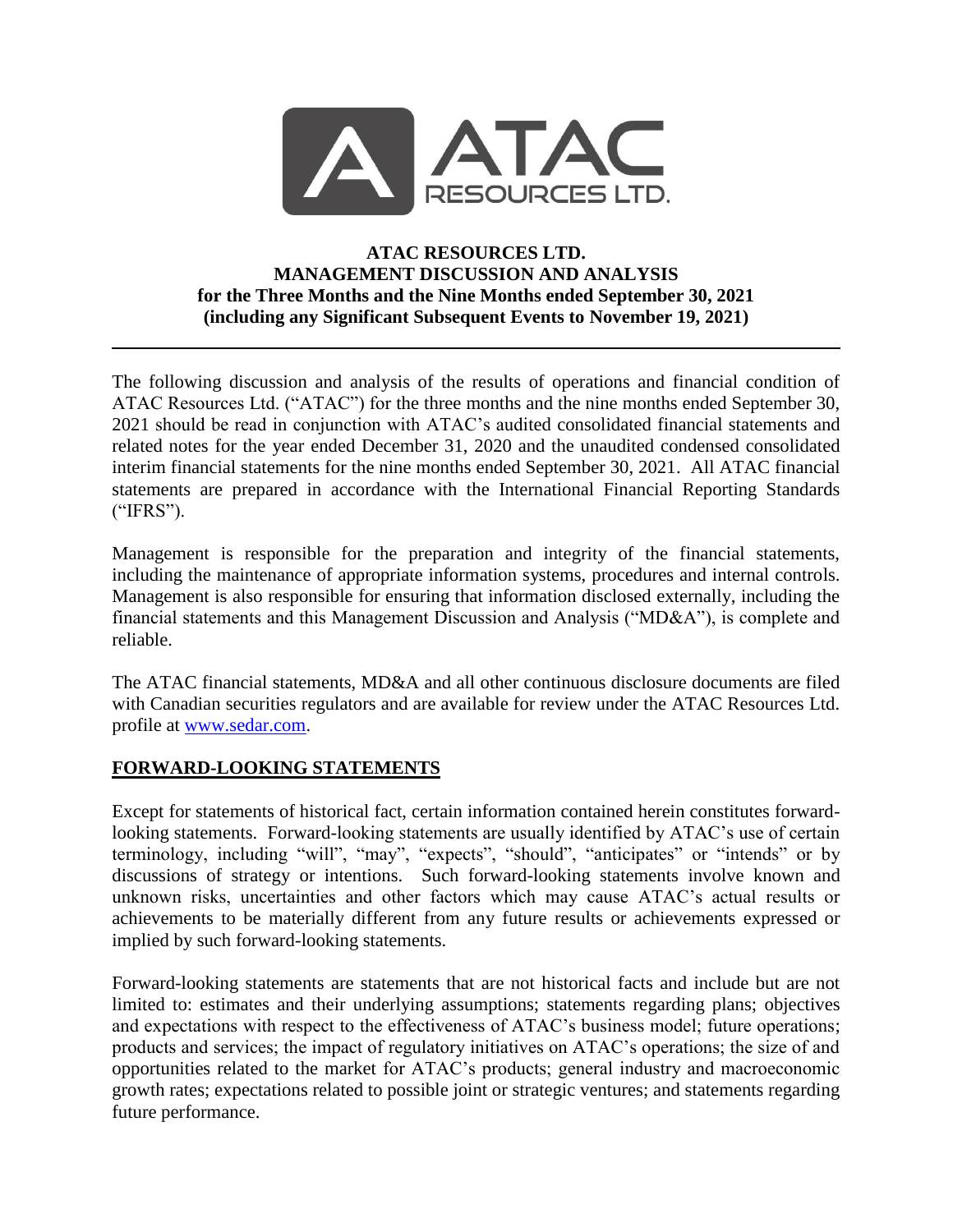# ATAC RESOURCES LTD.
## MANAGEMENT DISCUSSION AND ANALYSIS
### for the Three Months and the Nine Months ended September 30, 2021
### (including any Significant Subsequent Events to November 19, 2021)

---

The following discussion and analysis of the results of operations and financial condition of ATAC Resources Ltd. ("ATAC") for the three months and the nine months ended September 30, 2021 should be read in conjunction with ATAC's audited consolidated financial statements and related notes for the year ended December 31, 2020 and the unaudited condensed consolidated interim financial statements for the nine months ended September 30, 2021. All ATAC financial statements are prepared in accordance with the International Financial Reporting Standards ("IFRS").

Management is responsible for the preparation and integrity of the financial statements, including the maintenance of appropriate information systems, procedures and internal controls. Management is also responsible for ensuring that information disclosed externally, including the financial statements and this Management Discussion and Analysis ("MD&A"), is complete and reliable.

The ATAC financial statements, MD&A and all other continuous disclosure documents are filed with Canadian securities regulators and are available for review under the ATAC Resources Ltd. profile at www.sedar.com.

## FORWARD-LOOKING STATEMENTS

Except for statements of historical fact, certain information contained herein constitutes forward-looking statements. Forward-looking statements are usually identified by ATAC's use of certain terminology, including "will", "may", "expects", "should", "anticipates" or "intends" or by discussions of strategy or intentions. Such forward-looking statements involve known and unknown risks, uncertainties and other factors which may cause ATAC's actual results or achievements to be materially different from any future results or achievements expressed or implied by such forward-looking statements.

Forward-looking statements are statements that are not historical facts and include but are not limited to: estimates and their underlying assumptions; statements regarding plans; objectives and expectations with respect to the effectiveness of ATAC's business model; future operations; products and services; the impact of regulatory initiatives on ATAC's operations; the size of and opportunities related to the market for ATAC's products; general industry and macroeconomic growth rates; expectations related to possible joint or strategic ventures; and statements regarding future performance.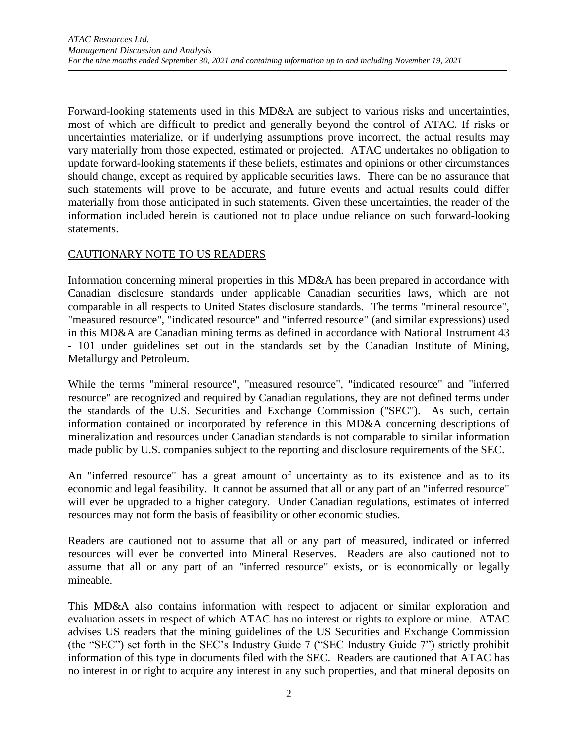Forward-looking statements used in this MD&A are subject to various risks and uncertainties, most of which are difficult to predict and generally beyond the control of ATAC. If risks or uncertainties materialize, or if underlying assumptions prove incorrect, the actual results may vary materially from those expected, estimated or projected. ATAC undertakes no obligation to update forward-looking statements if these beliefs, estimates and opinions or other circumstances should change, except as required by applicable securities laws. There can be no assurance that such statements will prove to be accurate, and future events and actual results could differ materially from those anticipated in such statements. Given these uncertainties, the reader of the information included herein is cautioned not to place undue reliance on such forward-looking statements.

## CAUTIONARY NOTE TO US READERS

Information concerning mineral properties in this MD&A has been prepared in accordance with Canadian disclosure standards under applicable Canadian securities laws, which are not comparable in all respects to United States disclosure standards. The terms "mineral resource", "measured resource", "indicated resource" and "inferred resource" (and similar expressions) used in this MD&A are Canadian mining terms as defined in accordance with National Instrument 43 - 101 under guidelines set out in the standards set by the Canadian Institute of Mining, Metallurgy and Petroleum.

While the terms "mineral resource", "measured resource", "indicated resource" and "inferred resource" are recognized and required by Canadian regulations, they are not defined terms under the standards of the U.S. Securities and Exchange Commission ("SEC"). As such, certain information contained or incorporated by reference in this MD&A concerning descriptions of mineralization and resources under Canadian standards is not comparable to similar information made public by U.S. companies subject to the reporting and disclosure requirements of the SEC.

An "inferred resource" has a great amount of uncertainty as to its existence and as to its economic and legal feasibility. It cannot be assumed that all or any part of an "inferred resource" will ever be upgraded to a higher category. Under Canadian regulations, estimates of inferred resources may not form the basis of feasibility or other economic studies.

Readers are cautioned not to assume that all or any part of measured, indicated or inferred resources will ever be converted into Mineral Reserves. Readers are also cautioned not to assume that all or any part of an "inferred resource" exists, or is economically or legally mineable.

This MD&A also contains information with respect to adjacent or similar exploration and evaluation assets in respect of which ATAC has no interest or rights to explore or mine. ATAC advises US readers that the mining guidelines of the US Securities and Exchange Commission (the "SEC") set forth in the SEC's Industry Guide 7 ("SEC Industry Guide 7") strictly prohibit information of this type in documents filed with the SEC. Readers are cautioned that ATAC has no interest in or right to acquire any interest in any such properties, and that mineral deposits on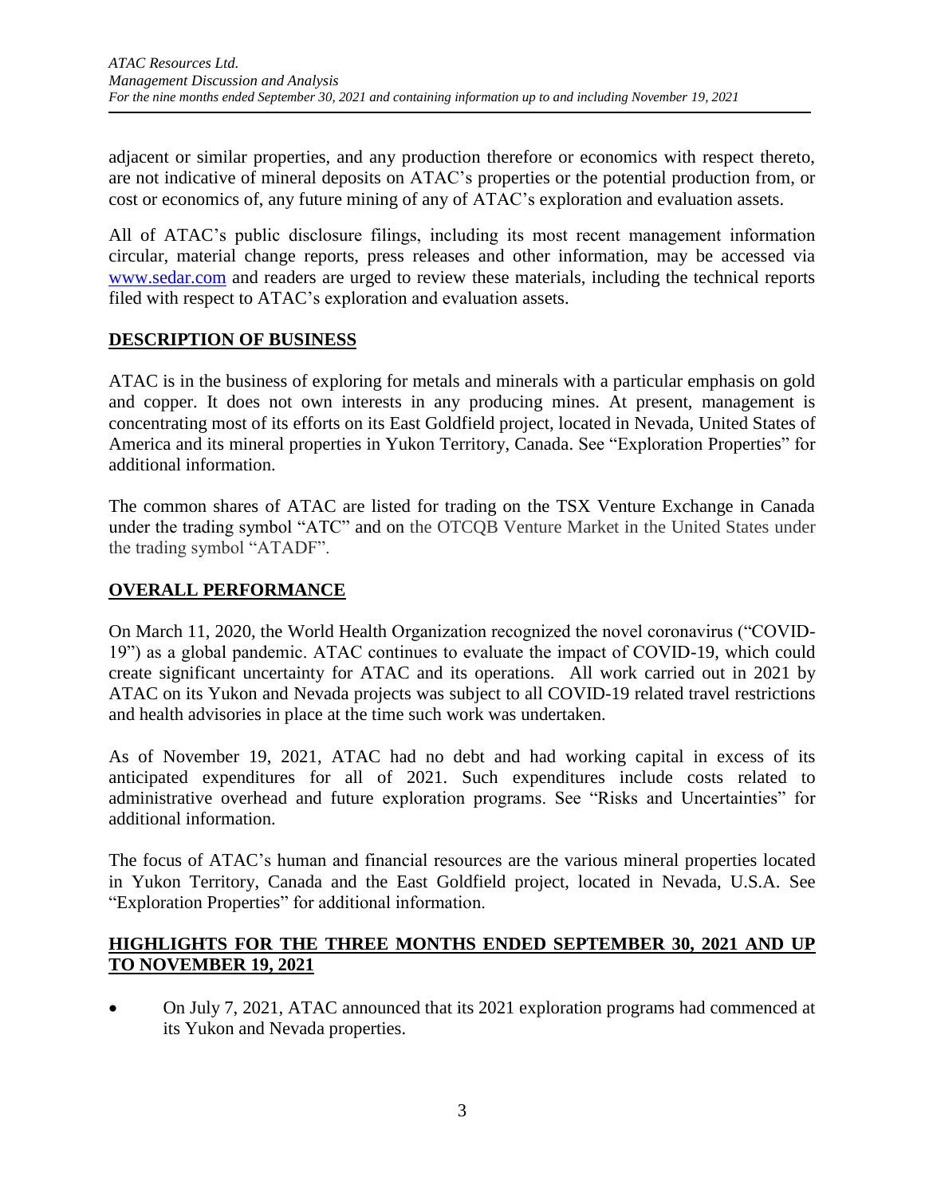adjacent or similar properties, and any production therefore or economics with respect thereto, are not indicative of mineral deposits on ATAC's properties or the potential production from, or cost or economics of, any future mining of any of ATAC's exploration and evaluation assets.

All of ATAC's public disclosure filings, including its most recent management information circular, material change reports, press releases and other information, may be accessed via [www.sedar.com](http://www.sedar.com) and readers are urged to review these materials, including the technical reports filed with respect to ATAC's exploration and evaluation assets.

## DESCRIPTION OF BUSINESS

ATAC is in the business of exploring for metals and minerals with a particular emphasis on gold and copper. It does not own interests in any producing mines. At present, management is concentrating most of its efforts on its East Goldfield project, located in Nevada, United States of America and its mineral properties in Yukon Territory, Canada. See "Exploration Properties" for additional information.

The common shares of ATAC are listed for trading on the TSX Venture Exchange in Canada under the trading symbol "ATC" and on the OTCQB Venture Market in the United States under the trading symbol "ATADF".

## OVERALL PERFORMANCE

On March 11, 2020, the World Health Organization recognized the novel coronavirus ("COVID-19") as a global pandemic. ATAC continues to evaluate the impact of COVID-19, which could create significant uncertainty for ATAC and its operations. All work carried out in 2021 by ATAC on its Yukon and Nevada projects was subject to all COVID-19 related travel restrictions and health advisories in place at the time such work was undertaken.

As of November 19, 2021, ATAC had no debt and had working capital in excess of its anticipated expenditures for all of 2021. Such expenditures include costs related to administrative overhead and future exploration programs. See "Risks and Uncertainties" for additional information.

The focus of ATAC's human and financial resources are the various mineral properties located in Yukon Territory, Canada and the East Goldfield project, located in Nevada, U.S.A. See "Exploration Properties" for additional information.

## HIGHLIGHTS FOR THE THREE MONTHS ENDED SEPTEMBER 30, 2021 AND UP TO NOVEMBER 19, 2021

- On July 7, 2021, ATAC announced that its 2021 exploration programs had commenced at its Yukon and Nevada properties.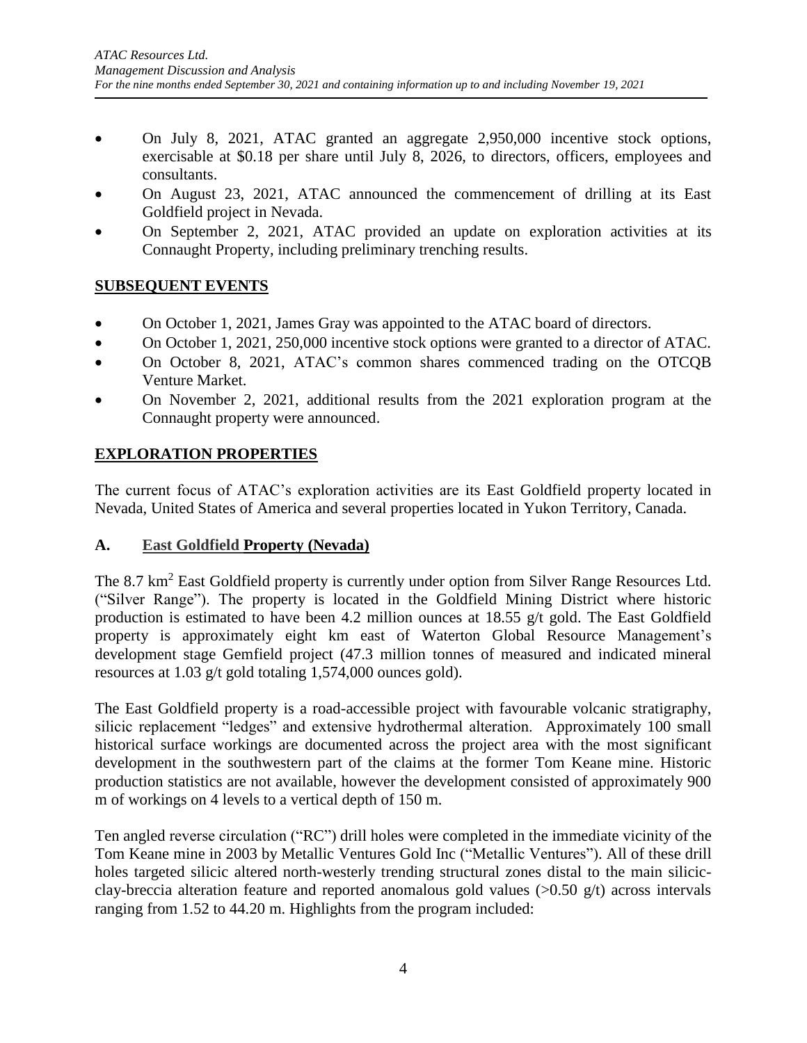- On July 8, 2021, ATAC granted an aggregate 2,950,000 incentive stock options, exercisable at $0.18 per share until July 8, 2026, to directors, officers, employees and consultants.
- On August 23, 2021, ATAC announced the commencement of drilling at its East Goldfield project in Nevada.
- On September 2, 2021, ATAC provided an update on exploration activities at its Connaught Property, including preliminary trenching results.

## SUBSEQUENT EVENTS

- On October 1, 2021, James Gray was appointed to the ATAC board of directors.
- On October 1, 2021, 250,000 incentive stock options were granted to a director of ATAC.
- On October 8, 2021, ATAC's common shares commenced trading on the OTCQB Venture Market.
- On November 2, 2021, additional results from the 2021 exploration program at the Connaught property were announced.

## EXPLORATION PROPERTIES

The current focus of ATAC's exploration activities are its East Goldfield property located in Nevada, United States of America and several properties located in Yukon Territory, Canada.

### A. East Goldfield Property (Nevada)

The 8.7 $km^2$ East Goldfield property is currently under option from Silver Range Resources Ltd. ("Silver Range"). The property is located in the Goldfield Mining District where historic production is estimated to have been 4.2 million ounces at 18.55 g/t gold. The East Goldfield property is approximately eight km east of Waterton Global Resource Management's development stage Gemfield project (47.3 million tonnes of measured and indicated mineral resources at 1.03 g/t gold totaling 1,574,000 ounces gold).

The East Goldfield property is a road-accessible project with favourable volcanic stratigraphy, silicic replacement "ledges" and extensive hydrothermal alteration. Approximately 100 small historical surface workings are documented across the project area with the most significant development in the southwestern part of the claims at the former Tom Keane mine. Historic production statistics are not available, however the development consisted of approximately 900 m of workings on 4 levels to a vertical depth of 150 m.

Ten angled reverse circulation ("RC") drill holes were completed in the immediate vicinity of the Tom Keane mine in 2003 by Metallic Ventures Gold Inc ("Metallic Ventures"). All of these drill holes targeted silicic altered north-westerly trending structural zones distal to the main silicic-clay-breccia alteration feature and reported anomalous gold values (>0.50 g/t) across intervals ranging from 1.52 to 44.20 m. Highlights from the program included: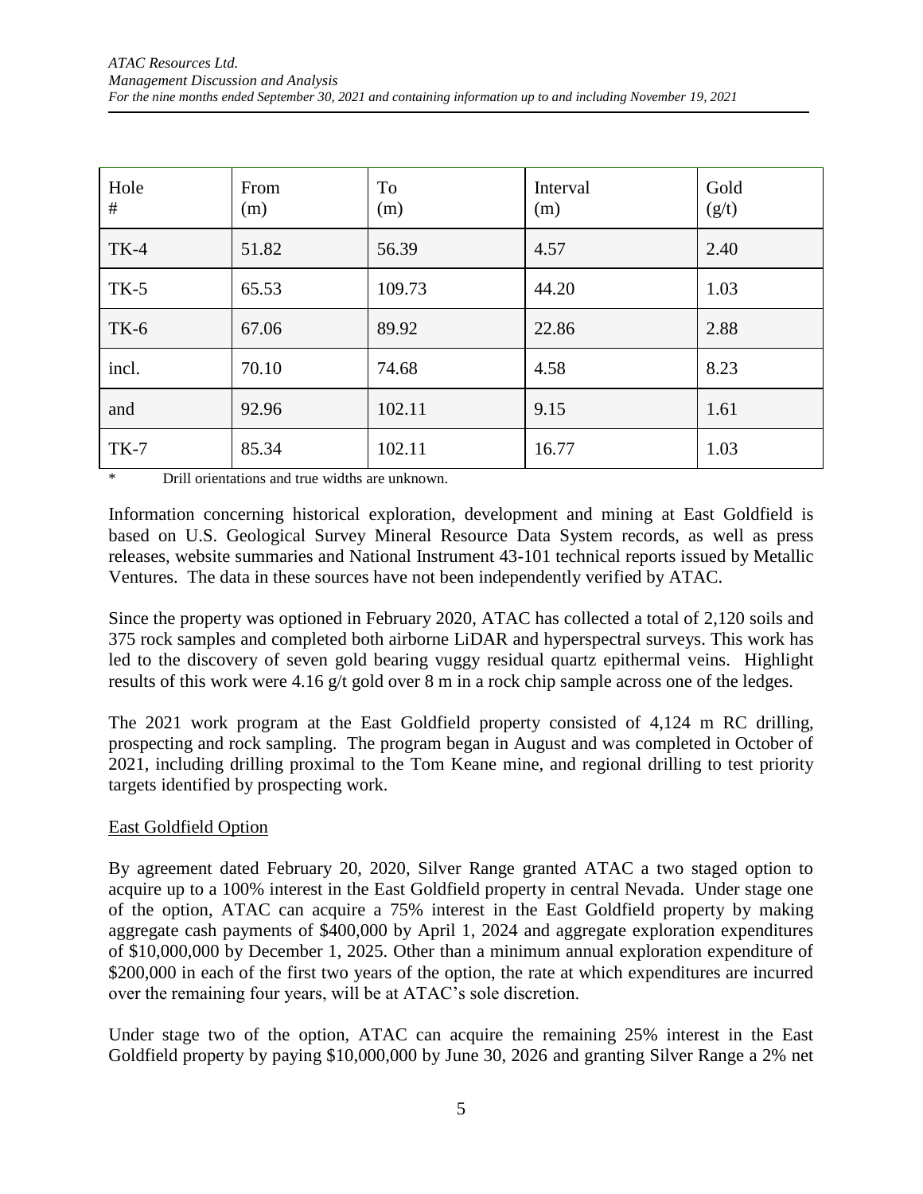| Hole # | From (m) | To (m) | Interval (m) | Gold (g/t) |
|---|---|---|---|---|
| TK-4 | 51.82 | 56.39 | 4.57 | 2.40 |
| TK-5 | 65.53 | 109.73 | 44.20 | 1.03 |
| TK-6 | 67.06 | 89.92 | 22.86 | 2.88 |
| incl. | 70.10 | 74.68 | 4.58 | 8.23 |
| and | 92.96 | 102.11 | 9.15 | 1.61 |
| TK-7 | 85.34 | 102.11 | 16.77 | 1.03 |

\* Drill orientations and true widths are unknown.

Information concerning historical exploration, development and mining at East Goldfield is based on U.S. Geological Survey Mineral Resource Data System records, as well as press releases, website summaries and National Instrument 43-101 technical reports issued by Metallic Ventures. The data in these sources have not been independently verified by ATAC.

Since the property was optioned in February 2020, ATAC has collected a total of 2,120 soils and 375 rock samples and completed both airborne LiDAR and hyperspectral surveys. This work has led to the discovery of seven gold bearing vuggy residual quartz epithermal veins. Highlight results of this work were 4.16 g/t gold over 8 m in a rock chip sample across one of the ledges.

The 2021 work program at the East Goldfield property consisted of 4,124 m RC drilling, prospecting and rock sampling. The program began in August and was completed in October of 2021, including drilling proximal to the Tom Keane mine, and regional drilling to test priority targets identified by prospecting work.

East Goldfield Option

By agreement dated February 20, 2020, Silver Range granted ATAC a two staged option to acquire up to a 100% interest in the East Goldfield property in central Nevada. Under stage one of the option, ATAC can acquire a 75% interest in the East Goldfield property by making aggregate cash payments of $400,000 by April 1, 2024 and aggregate exploration expenditures of $10,000,000 by December 1, 2025. Other than a minimum annual exploration expenditure of $200,000 in each of the first two years of the option, the rate at which expenditures are incurred over the remaining four years, will be at ATAC's sole discretion.

Under stage two of the option, ATAC can acquire the remaining 25% interest in the East Goldfield property by paying $10,000,000 by June 30, 2026 and granting Silver Range a 2% net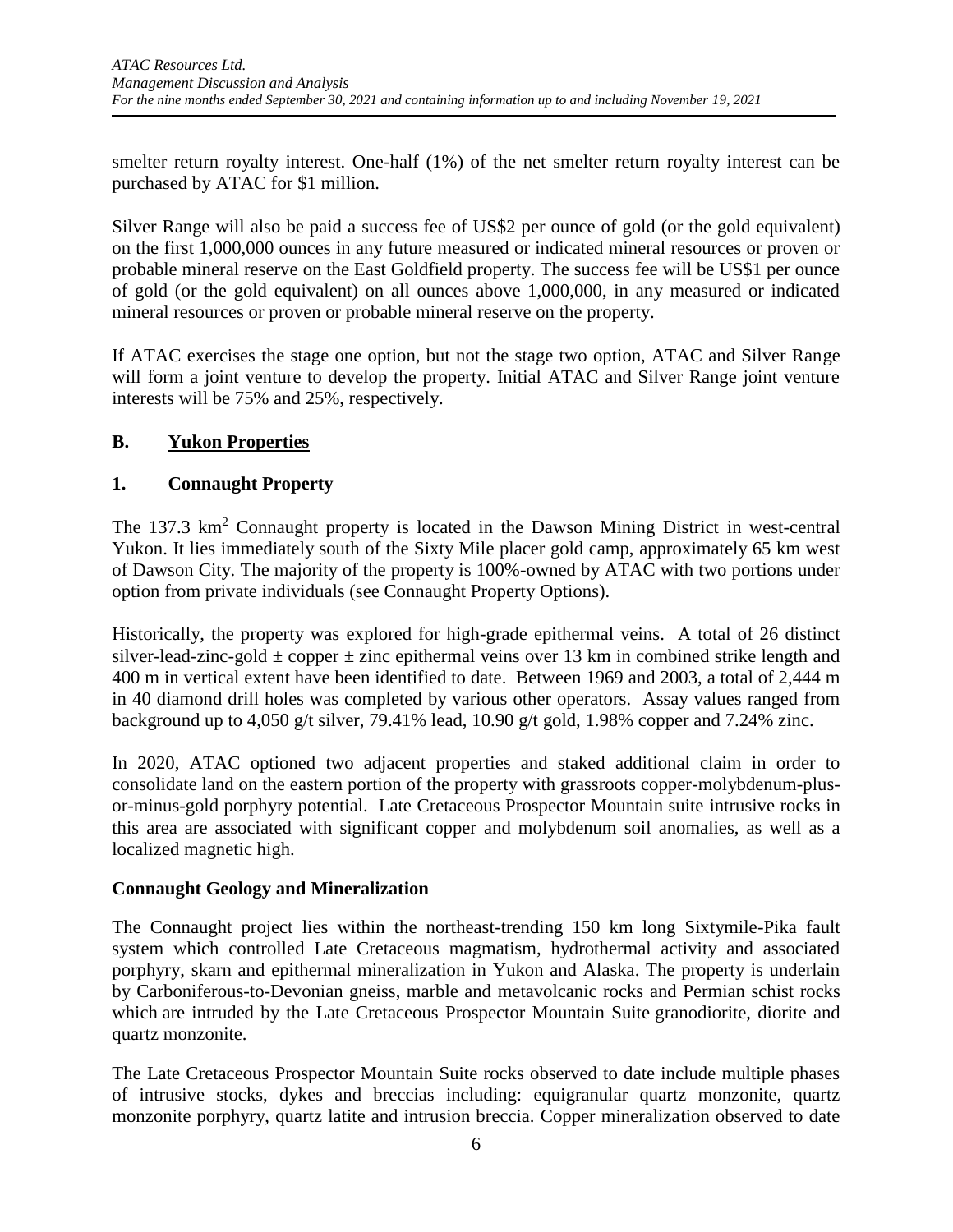smelter return royalty interest. One-half (1%) of the net smelter return royalty interest can be purchased by ATAC for $1 million.

Silver Range will also be paid a success fee of US$2 per ounce of gold (or the gold equivalent) on the first 1,000,000 ounces in any future measured or indicated mineral resources or proven or probable mineral reserve on the East Goldfield property. The success fee will be US$1 per ounce of gold (or the gold equivalent) on all ounces above 1,000,000, in any measured or indicated mineral resources or proven or probable mineral reserve on the property.

If ATAC exercises the stage one option, but not the stage two option, ATAC and Silver Range will form a joint venture to develop the property. Initial ATAC and Silver Range joint venture interests will be 75% and 25%, respectively.

## B. Yukon Properties

### 1. Connaught Property

The 137.3 km$^2$ Connaught property is located in the Dawson Mining District in west-central Yukon. It lies immediately south of the Sixty Mile placer gold camp, approximately 65 km west of Dawson City. The majority of the property is 100%-owned by ATAC with two portions under option from private individuals (see Connaught Property Options).

Historically, the property was explored for high-grade epithermal veins. A total of 26 distinct silver-lead-zinc-gold ± copper ± zinc epithermal veins over 13 km in combined strike length and 400 m in vertical extent have been identified to date. Between 1969 and 2003, a total of 2,444 m in 40 diamond drill holes was completed by various other operators. Assay values ranged from background up to 4,050 g/t silver, 79.41% lead, 10.90 g/t gold, 1.98% copper and 7.24% zinc.

In 2020, ATAC optioned two adjacent properties and staked additional claim in order to consolidate land on the eastern portion of the property with grassroots copper-molybdenum-plus-or-minus-gold porphyry potential. Late Cretaceous Prospector Mountain suite intrusive rocks in this area are associated with significant copper and molybdenum soil anomalies, as well as a localized magnetic high.

#### Connaught Geology and Mineralization

The Connaught project lies within the northeast-trending 150 km long Sixtymile-Pika fault system which controlled Late Cretaceous magmatism, hydrothermal activity and associated porphyry, skarn and epithermal mineralization in Yukon and Alaska. The property is underlain by Carboniferous-to-Devonian gneiss, marble and metavolcanic rocks and Permian schist rocks which are intruded by the Late Cretaceous Prospector Mountain Suite granodiorite, diorite and quartz monzonite.

The Late Cretaceous Prospector Mountain Suite rocks observed to date include multiple phases of intrusive stocks, dykes and breccias including: equigranular quartz monzonite, quartz monzonite porphyry, quartz latite and intrusion breccia. Copper mineralization observed to date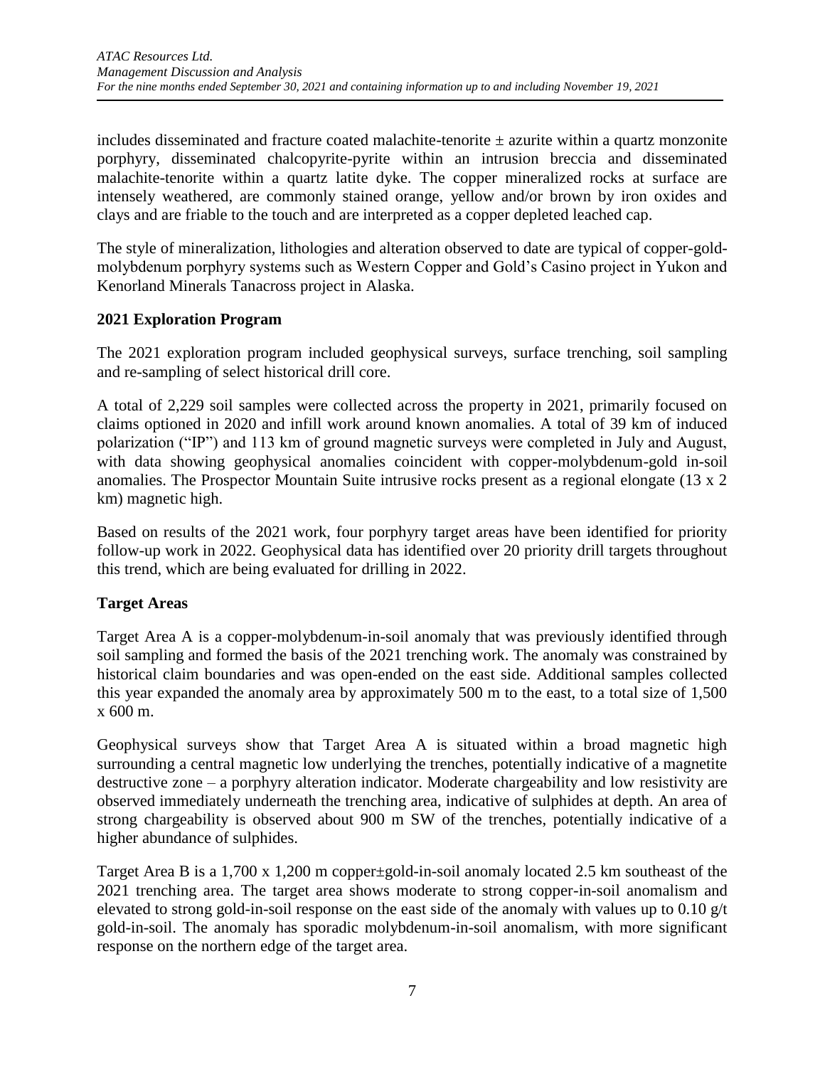includes disseminated and fracture coated malachite-tenorite ± azurite within a quartz monzonite porphyry, disseminated chalcopyrite-pyrite within an intrusion breccia and disseminated malachite-tenorite within a quartz latite dyke. The copper mineralized rocks at surface are intensely weathered, are commonly stained orange, yellow and/or brown by iron oxides and clays and are friable to the touch and are interpreted as a copper depleted leached cap.

The style of mineralization, lithologies and alteration observed to date are typical of copper-gold-molybdenum porphyry systems such as Western Copper and Gold's Casino project in Yukon and Kenorland Minerals Tanacross project in Alaska.

## 2021 Exploration Program

The 2021 exploration program included geophysical surveys, surface trenching, soil sampling and re-sampling of select historical drill core.

A total of 2,229 soil samples were collected across the property in 2021, primarily focused on claims optioned in 2020 and infill work around known anomalies. A total of 39 km of induced polarization ("IP") and 113 km of ground magnetic surveys were completed in July and August, with data showing geophysical anomalies coincident with copper-molybdenum-gold in-soil anomalies. The Prospector Mountain Suite intrusive rocks present as a regional elongate (13 x 2 km) magnetic high.

Based on results of the 2021 work, four porphyry target areas have been identified for priority follow-up work in 2022. Geophysical data has identified over 20 priority drill targets throughout this trend, which are being evaluated for drilling in 2022.

## Target Areas

Target Area A is a copper-molybdenum-in-soil anomaly that was previously identified through soil sampling and formed the basis of the 2021 trenching work. The anomaly was constrained by historical claim boundaries and was open-ended on the east side. Additional samples collected this year expanded the anomaly area by approximately 500 m to the east, to a total size of 1,500 x 600 m.

Geophysical surveys show that Target Area A is situated within a broad magnetic high surrounding a central magnetic low underlying the trenches, potentially indicative of a magnetite destructive zone – a porphyry alteration indicator. Moderate chargeability and low resistivity are observed immediately underneath the trenching area, indicative of sulphides at depth. An area of strong chargeability is observed about 900 m SW of the trenches, potentially indicative of a higher abundance of sulphides.

Target Area B is a 1,700 x 1,200 m copper±gold-in-soil anomaly located 2.5 km southeast of the 2021 trenching area. The target area shows moderate to strong copper-in-soil anomalism and elevated to strong gold-in-soil response on the east side of the anomaly with values up to 0.10 g/t gold-in-soil. The anomaly has sporadic molybdenum-in-soil anomalism, with more significant response on the northern edge of the target area.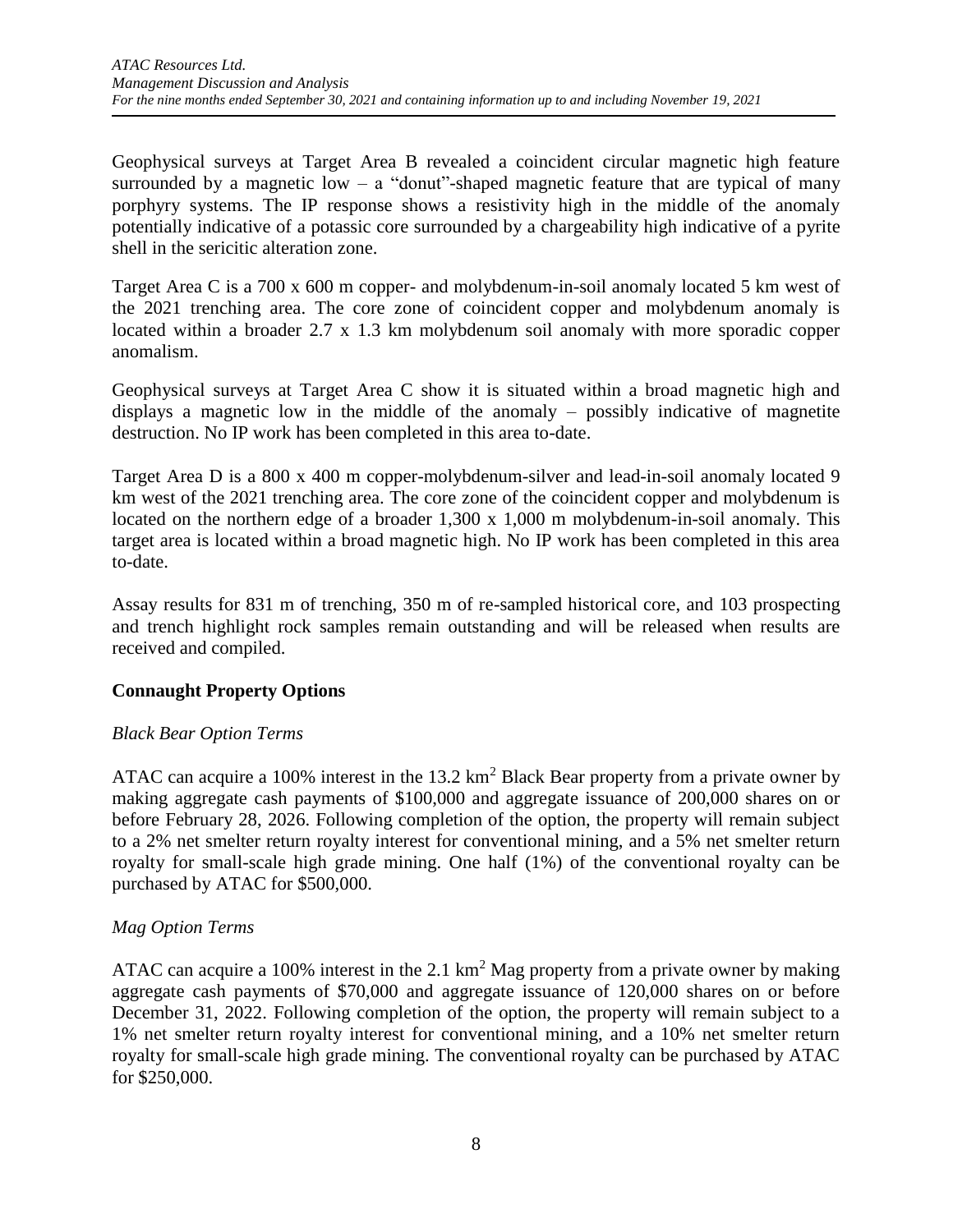Geophysical surveys at Target Area B revealed a coincident circular magnetic high feature surrounded by a magnetic low – a "donut"-shaped magnetic feature that are typical of many porphyry systems. The IP response shows a resistivity high in the middle of the anomaly potentially indicative of a potassic core surrounded by a chargeability high indicative of a pyrite shell in the sericitic alteration zone.

Target Area C is a 700 x 600 m copper- and molybdenum-in-soil anomaly located 5 km west of the 2021 trenching area. The core zone of coincident copper and molybdenum anomaly is located within a broader 2.7 x 1.3 km molybdenum soil anomaly with more sporadic copper anomalism.

Geophysical surveys at Target Area C show it is situated within a broad magnetic high and displays a magnetic low in the middle of the anomaly – possibly indicative of magnetite destruction. No IP work has been completed in this area to-date.

Target Area D is a 800 x 400 m copper-molybdenum-silver and lead-in-soil anomaly located 9 km west of the 2021 trenching area. The core zone of the coincident copper and molybdenum is located on the northern edge of a broader 1,300 x 1,000 m molybdenum-in-soil anomaly. This target area is located within a broad magnetic high. No IP work has been completed in this area to-date.

Assay results for 831 m of trenching, 350 m of re-sampled historical core, and 103 prospecting and trench highlight rock samples remain outstanding and will be released when results are received and compiled.

## Connaught Property Options

### *Black Bear Option Terms*

ATAC can acquire a 100% interest in the 13.2 $km^2$ Black Bear property from a private owner by making aggregate cash payments of $100,000 and aggregate issuance of 200,000 shares on or before February 28, 2026. Following completion of the option, the property will remain subject to a 2% net smelter return royalty interest for conventional mining, and a 5% net smelter return royalty for small-scale high grade mining. One half (1%) of the conventional royalty can be purchased by ATAC for $500,000.

### *Mag Option Terms*

ATAC can acquire a 100% interest in the 2.1 $km^2$ Mag property from a private owner by making aggregate cash payments of $70,000 and aggregate issuance of 120,000 shares on or before December 31, 2022. Following completion of the option, the property will remain subject to a 1% net smelter return royalty interest for conventional mining, and a 10% net smelter return royalty for small-scale high grade mining. The conventional royalty can be purchased by ATAC for $250,000.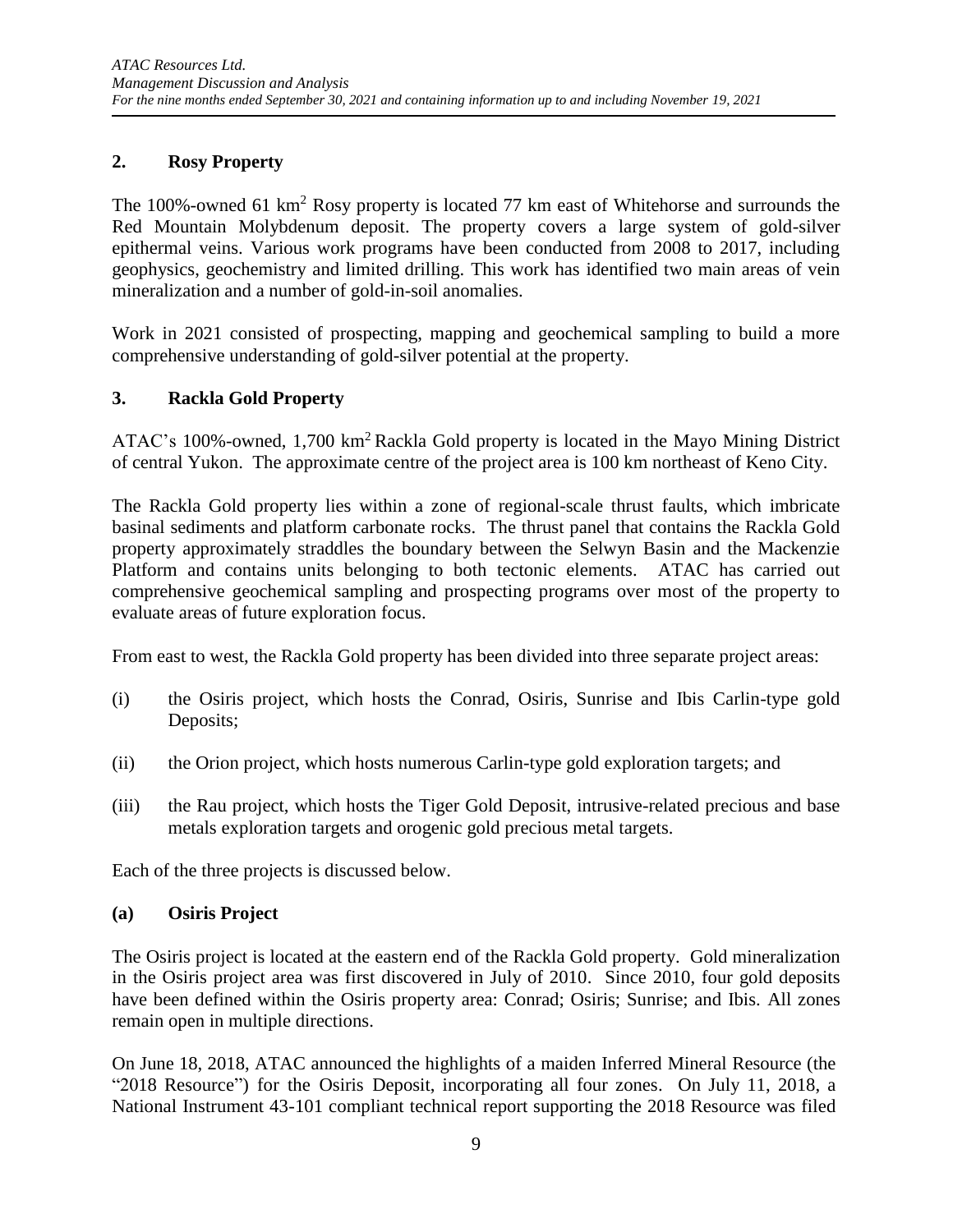## 2. Rosy Property

The 100%-owned 61 km$^2$ Rosy property is located 77 km east of Whitehorse and surrounds the Red Mountain Molybdenum deposit. The property covers a large system of gold-silver epithermal veins. Various work programs have been conducted from 2008 to 2017, including geophysics, geochemistry and limited drilling. This work has identified two main areas of vein mineralization and a number of gold-in-soil anomalies.

Work in 2021 consisted of prospecting, mapping and geochemical sampling to build a more comprehensive understanding of gold-silver potential at the property.

## 3. Rackla Gold Property

ATAC's 100%-owned, 1,700 km$^2$ Rackla Gold property is located in the Mayo Mining District of central Yukon. The approximate centre of the project area is 100 km northeast of Keno City.

The Rackla Gold property lies within a zone of regional-scale thrust faults, which imbricate basinal sediments and platform carbonate rocks. The thrust panel that contains the Rackla Gold property approximately straddles the boundary between the Selwyn Basin and the Mackenzie Platform and contains units belonging to both tectonic elements. ATAC has carried out comprehensive geochemical sampling and prospecting programs over most of the property to evaluate areas of future exploration focus.

From east to west, the Rackla Gold property has been divided into three separate project areas:

(i) the Osiris project, which hosts the Conrad, Osiris, Sunrise and Ibis Carlin-type gold Deposits;

(ii) the Orion project, which hosts numerous Carlin-type gold exploration targets; and

(iii) the Rau project, which hosts the Tiger Gold Deposit, intrusive-related precious and base metals exploration targets and orogenic gold precious metal targets.

Each of the three projects is discussed below.

### (a) Osiris Project

The Osiris project is located at the eastern end of the Rackla Gold property. Gold mineralization in the Osiris project area was first discovered in July of 2010. Since 2010, four gold deposits have been defined within the Osiris property area: Conrad; Osiris; Sunrise; and Ibis. All zones remain open in multiple directions.

On June 18, 2018, ATAC announced the highlights of a maiden Inferred Mineral Resource (the "2018 Resource") for the Osiris Deposit, incorporating all four zones. On July 11, 2018, a National Instrument 43-101 compliant technical report supporting the 2018 Resource was filed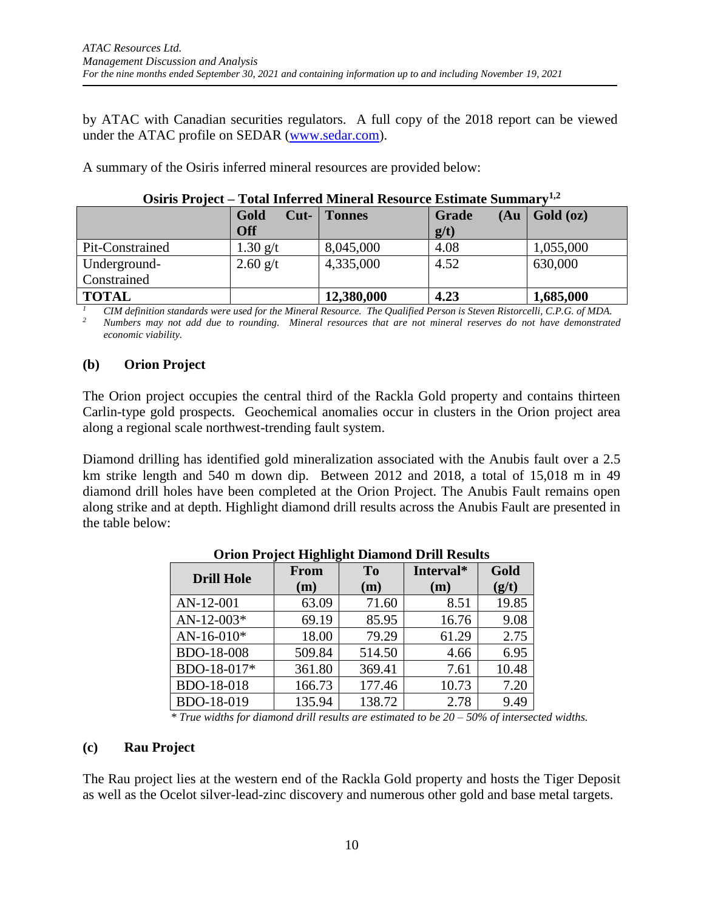by ATAC with Canadian securities regulators. A full copy of the 2018 report can be viewed under the ATAC profile on SEDAR (www.sedar.com).

A summary of the Osiris inferred mineral resources are provided below:

**Osiris Project – Total Inferred Mineral Resource Estimate Summary[1,2]**

| | Gold Cut-Off | Tonnes | Grade (Au g/t) | Gold (oz) |
|---|---|---|---|---|
| Pit-Constrained | 1.30 g/t | 8,045,000 | 4.08 | 1,055,000 |
| Underground-Constrained | 2.60 g/t | 4,335,000 | 4.52 | 630,000 |
| **TOTAL** | | **12,380,000** | **4.23** | **1,685,000** |

[1] *CIM definition standards were used for the Mineral Resource. The Qualified Person is Steven Ristorcelli, C.P.G. of MDA.*
[2] *Numbers may not add due to rounding. Mineral resources that are not mineral reserves do not have demonstrated economic viability.*

### (b) Orion Project

The Orion project occupies the central third of the Rackla Gold property and contains thirteen Carlin-type gold prospects. Geochemical anomalies occur in clusters in the Orion project area along a regional scale northwest-trending fault system.

Diamond drilling has identified gold mineralization associated with the Anubis fault over a 2.5 km strike length and 540 m down dip. Between 2012 and 2018, a total of 15,018 m in 49 diamond drill holes have been completed at the Orion Project. The Anubis Fault remains open along strike and at depth. Highlight diamond drill results across the Anubis Fault are presented in the table below:

**Orion Project Highlight Diamond Drill Results**

| Drill Hole | From (m) | To (m) | Interval* (m) | Gold (g/t) |
|---|---|---|---|---|
| AN-12-001 | 63.09 | 71.60 | 8.51 | 19.85 |
| AN-12-003* | 69.19 | 85.95 | 16.76 | 9.08 |
| AN-16-010* | 18.00 | 79.29 | 61.29 | 2.75 |
| BDO-18-008 | 509.84 | 514.50 | 4.66 | 6.95 |
| BDO-18-017* | 361.80 | 369.41 | 7.61 | 10.48 |
| BDO-18-018 | 166.73 | 177.46 | 10.73 | 7.20 |
| BDO-18-019 | 135.94 | 138.72 | 2.78 | 9.49 |

*\* True widths for diamond drill results are estimated to be 20 – 50% of intersected widths.*

### (c) Rau Project

The Rau project lies at the western end of the Rackla Gold property and hosts the Tiger Deposit as well as the Ocelot silver-lead-zinc discovery and numerous other gold and base metal targets.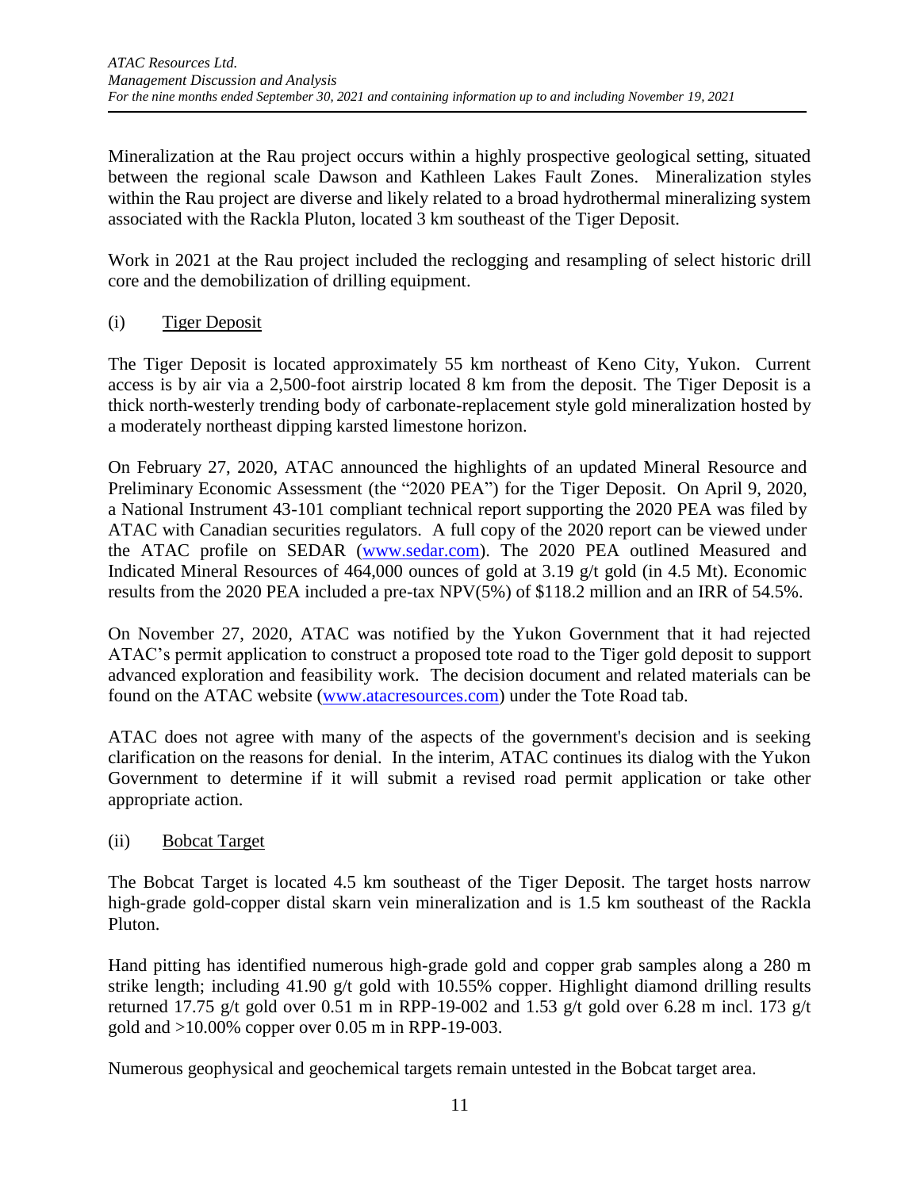Mineralization at the Rau project occurs within a highly prospective geological setting, situated between the regional scale Dawson and Kathleen Lakes Fault Zones. Mineralization styles within the Rau project are diverse and likely related to a broad hydrothermal mineralizing system associated with the Rackla Pluton, located 3 km southeast of the Tiger Deposit.

Work in 2021 at the Rau project included the reclogging and resampling of select historic drill core and the demobilization of drilling equipment.

(i) Tiger Deposit

The Tiger Deposit is located approximately 55 km northeast of Keno City, Yukon. Current access is by air via a 2,500-foot airstrip located 8 km from the deposit. The Tiger Deposit is a thick north-westerly trending body of carbonate-replacement style gold mineralization hosted by a moderately northeast dipping karsted limestone horizon.

On February 27, 2020, ATAC announced the highlights of an updated Mineral Resource and Preliminary Economic Assessment (the "2020 PEA") for the Tiger Deposit. On April 9, 2020, a National Instrument 43-101 compliant technical report supporting the 2020 PEA was filed by ATAC with Canadian securities regulators. A full copy of the 2020 report can be viewed under the ATAC profile on SEDAR (www.sedar.com). The 2020 PEA outlined Measured and Indicated Mineral Resources of 464,000 ounces of gold at 3.19 g/t gold (in 4.5 Mt). Economic results from the 2020 PEA included a pre-tax NPV(5%) of $118.2 million and an IRR of 54.5%.

On November 27, 2020, ATAC was notified by the Yukon Government that it had rejected ATAC's permit application to construct a proposed tote road to the Tiger gold deposit to support advanced exploration and feasibility work. The decision document and related materials can be found on the ATAC website (www.atacresources.com) under the Tote Road tab.

ATAC does not agree with many of the aspects of the government's decision and is seeking clarification on the reasons for denial. In the interim, ATAC continues its dialog with the Yukon Government to determine if it will submit a revised road permit application or take other appropriate action.

(ii) Bobcat Target

The Bobcat Target is located 4.5 km southeast of the Tiger Deposit. The target hosts narrow high-grade gold-copper distal skarn vein mineralization and is 1.5 km southeast of the Rackla Pluton.

Hand pitting has identified numerous high-grade gold and copper grab samples along a 280 m strike length; including 41.90 g/t gold with 10.55% copper. Highlight diamond drilling results returned 17.75 g/t gold over 0.51 m in RPP-19-002 and 1.53 g/t gold over 6.28 m incl. 173 g/t gold and >10.00% copper over 0.05 m in RPP-19-003.

Numerous geophysical and geochemical targets remain untested in the Bobcat target area.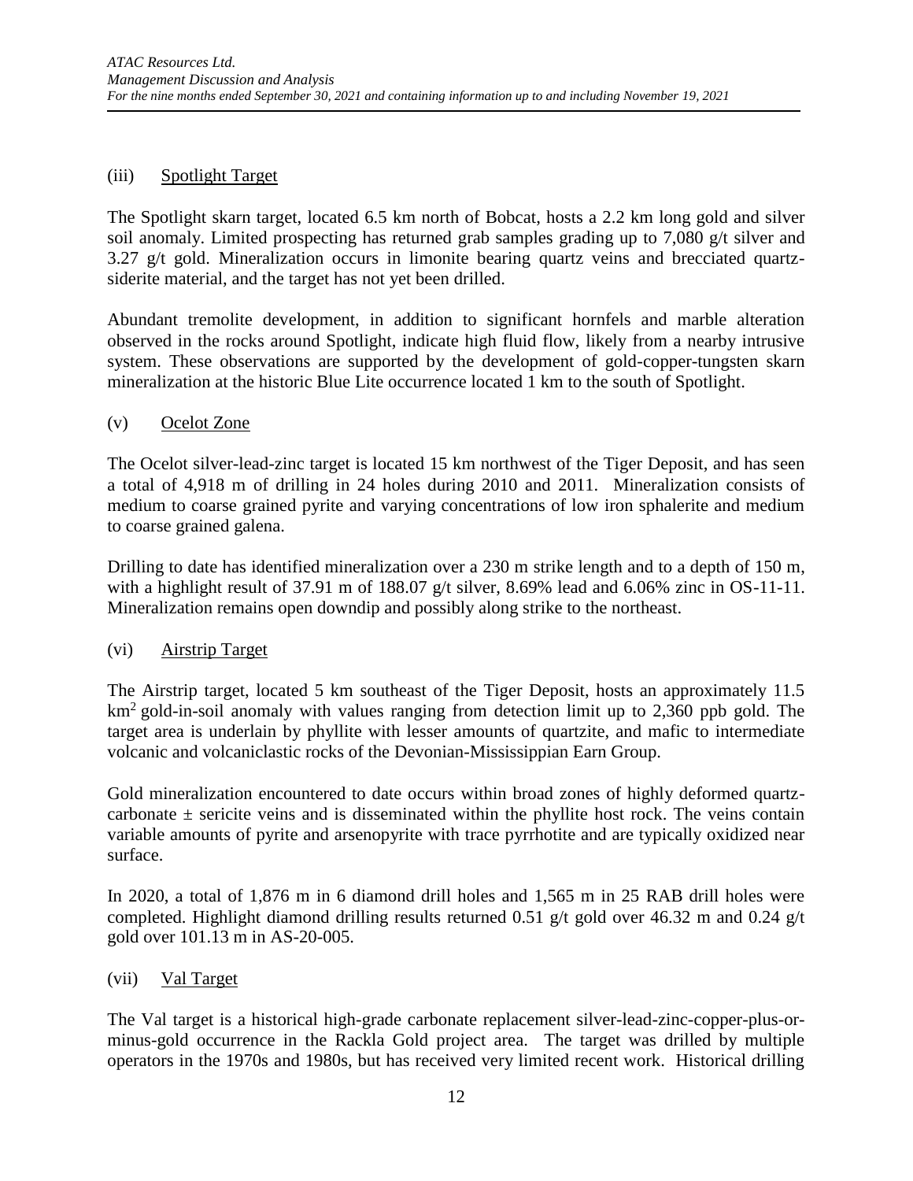### (iii) Spotlight Target

The Spotlight skarn target, located 6.5 km north of Bobcat, hosts a 2.2 km long gold and silver soil anomaly. Limited prospecting has returned grab samples grading up to 7,080 g/t silver and 3.27 g/t gold. Mineralization occurs in limonite bearing quartz veins and brecciated quartz-siderite material, and the target has not yet been drilled.

Abundant tremolite development, in addition to significant hornfels and marble alteration observed in the rocks around Spotlight, indicate high fluid flow, likely from a nearby intrusive system. These observations are supported by the development of gold-copper-tungsten skarn mineralization at the historic Blue Lite occurrence located 1 km to the south of Spotlight.

### (v) Ocelot Zone

The Ocelot silver-lead-zinc target is located 15 km northwest of the Tiger Deposit, and has seen a total of 4,918 m of drilling in 24 holes during 2010 and 2011. Mineralization consists of medium to coarse grained pyrite and varying concentrations of low iron sphalerite and medium to coarse grained galena.

Drilling to date has identified mineralization over a 230 m strike length and to a depth of 150 m, with a highlight result of 37.91 m of 188.07 g/t silver, 8.69% lead and 6.06% zinc in OS-11-11. Mineralization remains open downdip and possibly along strike to the northeast.

### (vi) Airstrip Target

The Airstrip target, located 5 km southeast of the Tiger Deposit, hosts an approximately 11.5 $km^2$ gold-in-soil anomaly with values ranging from detection limit up to 2,360 ppb gold. The target area is underlain by phyllite with lesser amounts of quartzite, and mafic to intermediate volcanic and volcaniclastic rocks of the Devonian-Mississippian Earn Group.

Gold mineralization encountered to date occurs within broad zones of highly deformed quartz-carbonate $\pm$ sericite veins and is disseminated within the phyllite host rock. The veins contain variable amounts of pyrite and arsenopyrite with trace pyrrhotite and are typically oxidized near surface.

In 2020, a total of 1,876 m in 6 diamond drill holes and 1,565 m in 25 RAB drill holes were completed. Highlight diamond drilling results returned 0.51 g/t gold over 46.32 m and 0.24 g/t gold over 101.13 m in AS-20-005.

### (vii) Val Target

The Val target is a historical high-grade carbonate replacement silver-lead-zinc-copper-plus-or-minus-gold occurrence in the Rackla Gold project area. The target was drilled by multiple operators in the 1970s and 1980s, but has received very limited recent work. Historical drilling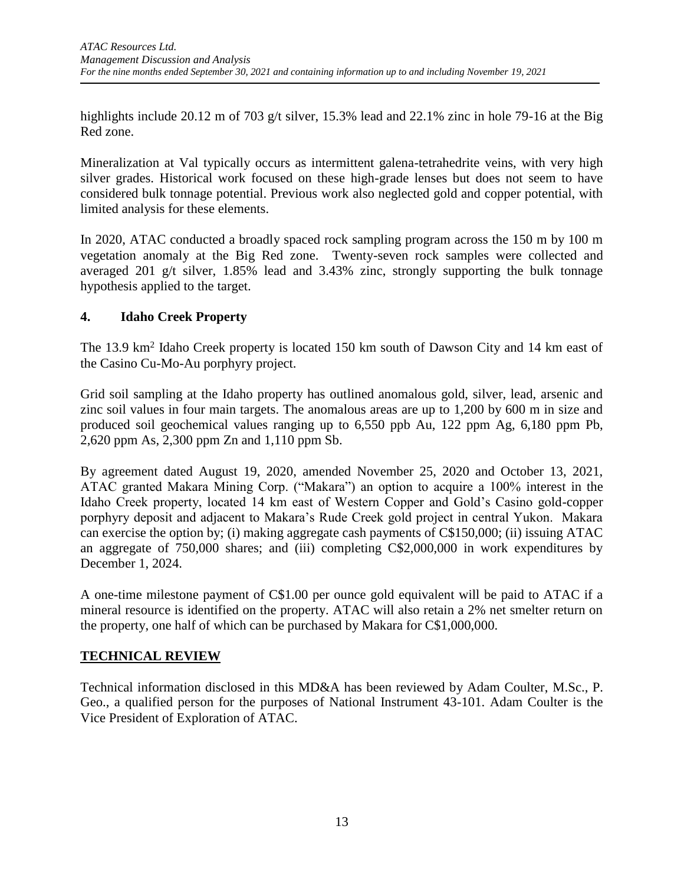highlights include 20.12 m of 703 g/t silver, 15.3% lead and 22.1% zinc in hole 79-16 at the Big Red zone.

Mineralization at Val typically occurs as intermittent galena-tetrahedrite veins, with very high silver grades. Historical work focused on these high-grade lenses but does not seem to have considered bulk tonnage potential. Previous work also neglected gold and copper potential, with limited analysis for these elements.

In 2020, ATAC conducted a broadly spaced rock sampling program across the 150 m by 100 m vegetation anomaly at the Big Red zone. Twenty-seven rock samples were collected and averaged 201 g/t silver, 1.85% lead and 3.43% zinc, strongly supporting the bulk tonnage hypothesis applied to the target.

### 4. Idaho Creek Property

The 13.9 km$^2$ Idaho Creek property is located 150 km south of Dawson City and 14 km east of the Casino Cu-Mo-Au porphyry project.

Grid soil sampling at the Idaho property has outlined anomalous gold, silver, lead, arsenic and zinc soil values in four main targets. The anomalous areas are up to 1,200 by 600 m in size and produced soil geochemical values ranging up to 6,550 ppb Au, 122 ppm Ag, 6,180 ppm Pb, 2,620 ppm As, 2,300 ppm Zn and 1,110 ppm Sb.

By agreement dated August 19, 2020, amended November 25, 2020 and October 13, 2021, ATAC granted Makara Mining Corp. ("Makara") an option to acquire a 100% interest in the Idaho Creek property, located 14 km east of Western Copper and Gold's Casino gold-copper porphyry deposit and adjacent to Makara's Rude Creek gold project in central Yukon. Makara can exercise the option by; (i) making aggregate cash payments of C$150,000; (ii) issuing ATAC an aggregate of 750,000 shares; and (iii) completing C$2,000,000 in work expenditures by December 1, 2024.

A one-time milestone payment of C$1.00 per ounce gold equivalent will be paid to ATAC if a mineral resource is identified on the property. ATAC will also retain a 2% net smelter return on the property, one half of which can be purchased by Makara for C$1,000,000.

## TECHNICAL REVIEW

Technical information disclosed in this MD&A has been reviewed by Adam Coulter, M.Sc., P. Geo., a qualified person for the purposes of National Instrument 43-101. Adam Coulter is the Vice President of Exploration of ATAC.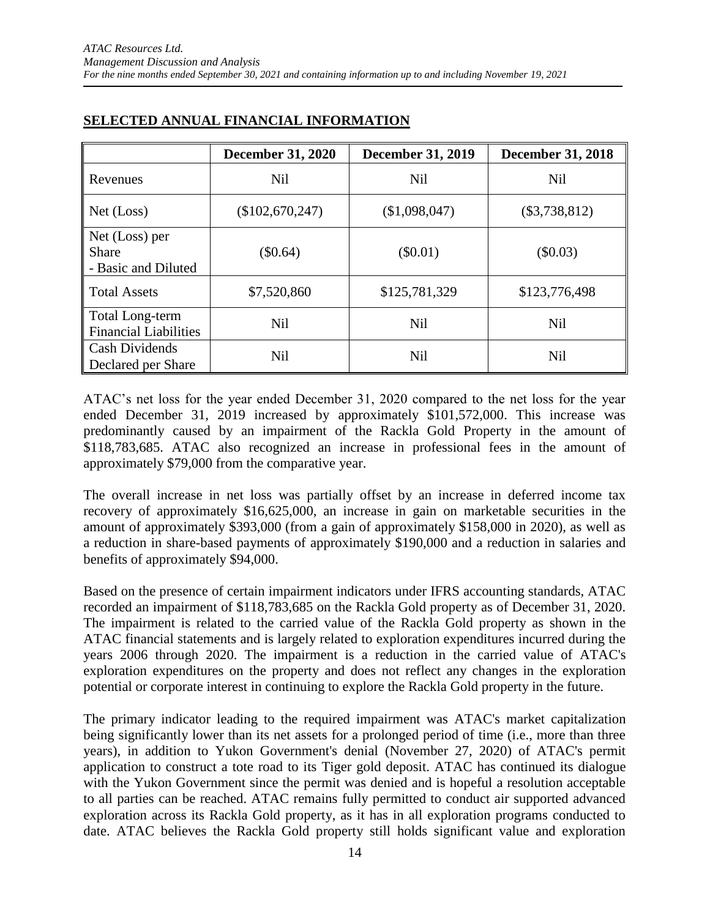## SELECTED ANNUAL FINANCIAL INFORMATION

| | December 31, 2020 | December 31, 2019 | December 31, 2018 |
|---|---|---|---|
| Revenues | Nil | Nil | Nil |
| Net (Loss) | ($102,670,247) | ($1,098,047) | ($3,738,812) |
| Net (Loss) per Share - Basic and Diluted | ($0.64) | ($0.01) | ($0.03) |
| Total Assets | $7,520,860 | $125,781,329 | $123,776,498 |
| Total Long-term Financial Liabilities | Nil | Nil | Nil |
| Cash Dividends Declared per Share | Nil | Nil | Nil |

ATAC's net loss for the year ended December 31, 2020 compared to the net loss for the year ended December 31, 2019 increased by approximately $101,572,000. This increase was predominantly caused by an impairment of the Rackla Gold Property in the amount of $118,783,685. ATAC also recognized an increase in professional fees in the amount of approximately $79,000 from the comparative year.

The overall increase in net loss was partially offset by an increase in deferred income tax recovery of approximately $16,625,000, an increase in gain on marketable securities in the amount of approximately $393,000 (from a gain of approximately $158,000 in 2020), as well as a reduction in share-based payments of approximately $190,000 and a reduction in salaries and benefits of approximately $94,000.

Based on the presence of certain impairment indicators under IFRS accounting standards, ATAC recorded an impairment of $118,783,685 on the Rackla Gold property as of December 31, 2020. The impairment is related to the carried value of the Rackla Gold property as shown in the ATAC financial statements and is largely related to exploration expenditures incurred during the years 2006 through 2020. The impairment is a reduction in the carried value of ATAC's exploration expenditures on the property and does not reflect any changes in the exploration potential or corporate interest in continuing to explore the Rackla Gold property in the future.

The primary indicator leading to the required impairment was ATAC's market capitalization being significantly lower than its net assets for a prolonged period of time (i.e., more than three years), in addition to Yukon Government's denial (November 27, 2020) of ATAC's permit application to construct a tote road to its Tiger gold deposit. ATAC has continued its dialogue with the Yukon Government since the permit was denied and is hopeful a resolution acceptable to all parties can be reached. ATAC remains fully permitted to conduct air supported advanced exploration across its Rackla Gold property, as it has in all exploration programs conducted to date. ATAC believes the Rackla Gold property still holds significant value and exploration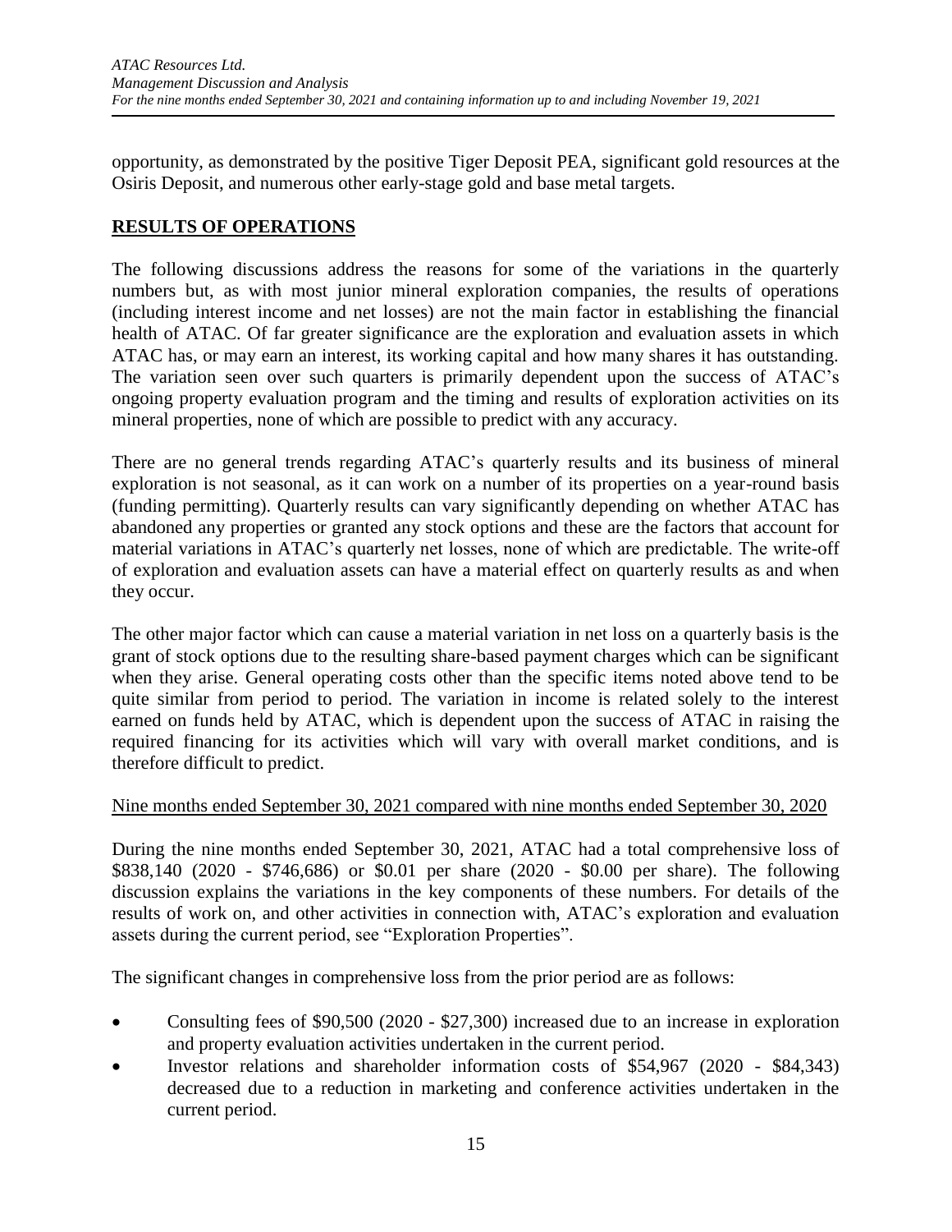opportunity, as demonstrated by the positive Tiger Deposit PEA, significant gold resources at the Osiris Deposit, and numerous other early-stage gold and base metal targets.

## RESULTS OF OPERATIONS

The following discussions address the reasons for some of the variations in the quarterly numbers but, as with most junior mineral exploration companies, the results of operations (including interest income and net losses) are not the main factor in establishing the financial health of ATAC. Of far greater significance are the exploration and evaluation assets in which ATAC has, or may earn an interest, its working capital and how many shares it has outstanding. The variation seen over such quarters is primarily dependent upon the success of ATAC's ongoing property evaluation program and the timing and results of exploration activities on its mineral properties, none of which are possible to predict with any accuracy.

There are no general trends regarding ATAC's quarterly results and its business of mineral exploration is not seasonal, as it can work on a number of its properties on a year-round basis (funding permitting). Quarterly results can vary significantly depending on whether ATAC has abandoned any properties or granted any stock options and these are the factors that account for material variations in ATAC's quarterly net losses, none of which are predictable. The write-off of exploration and evaluation assets can have a material effect on quarterly results as and when they occur.

The other major factor which can cause a material variation in net loss on a quarterly basis is the grant of stock options due to the resulting share-based payment charges which can be significant when they arise. General operating costs other than the specific items noted above tend to be quite similar from period to period. The variation in income is related solely to the interest earned on funds held by ATAC, which is dependent upon the success of ATAC in raising the required financing for its activities which will vary with overall market conditions, and is therefore difficult to predict.

Nine months ended September 30, 2021 compared with nine months ended September 30, 2020

During the nine months ended September 30, 2021, ATAC had a total comprehensive loss of \$838,140 (2020 - \$746,686) or \$0.01 per share (2020 - \$0.00 per share). The following discussion explains the variations in the key components of these numbers. For details of the results of work on, and other activities in connection with, ATAC's exploration and evaluation assets during the current period, see "Exploration Properties".

The significant changes in comprehensive loss from the prior period are as follows:

- Consulting fees of \$90,500 (2020 - \$27,300) increased due to an increase in exploration and property evaluation activities undertaken in the current period.
- Investor relations and shareholder information costs of \$54,967 (2020 - \$84,343) decreased due to a reduction in marketing and conference activities undertaken in the current period.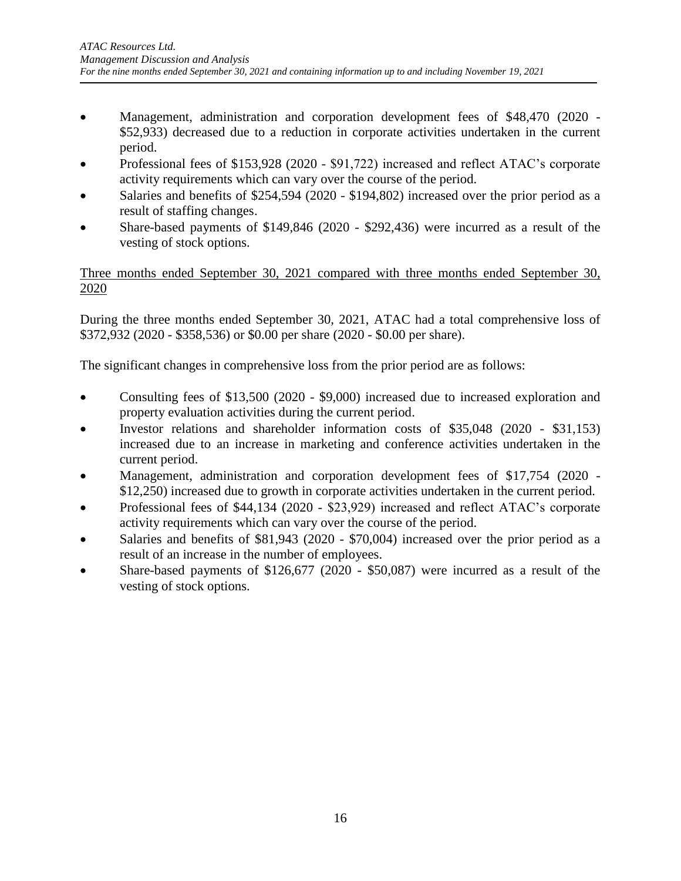- Management, administration and corporation development fees of \$48,470 (2020 - \$52,933) decreased due to a reduction in corporate activities undertaken in the current period.
- Professional fees of \$153,928 (2020 - \$91,722) increased and reflect ATAC's corporate activity requirements which can vary over the course of the period.
- Salaries and benefits of \$254,594 (2020 - \$194,802) increased over the prior period as a result of staffing changes.
- Share-based payments of \$149,846 (2020 - \$292,436) were incurred as a result of the vesting of stock options.

<u>Three months ended September 30, 2021 compared with three months ended September 30, 2020</u>

During the three months ended September 30, 2021, ATAC had a total comprehensive loss of \$372,932 (2020 - \$358,536) or \$0.00 per share (2020 - \$0.00 per share).

The significant changes in comprehensive loss from the prior period are as follows:

- Consulting fees of \$13,500 (2020 - \$9,000) increased due to increased exploration and property evaluation activities during the current period.
- Investor relations and shareholder information costs of \$35,048 (2020 - \$31,153) increased due to an increase in marketing and conference activities undertaken in the current period.
- Management, administration and corporation development fees of \$17,754 (2020 - \$12,250) increased due to growth in corporate activities undertaken in the current period.
- Professional fees of \$44,134 (2020 - \$23,929) increased and reflect ATAC's corporate activity requirements which can vary over the course of the period.
- Salaries and benefits of \$81,943 (2020 - \$70,004) increased over the prior period as a result of an increase in the number of employees.
- Share-based payments of \$126,677 (2020 - \$50,087) were incurred as a result of the vesting of stock options.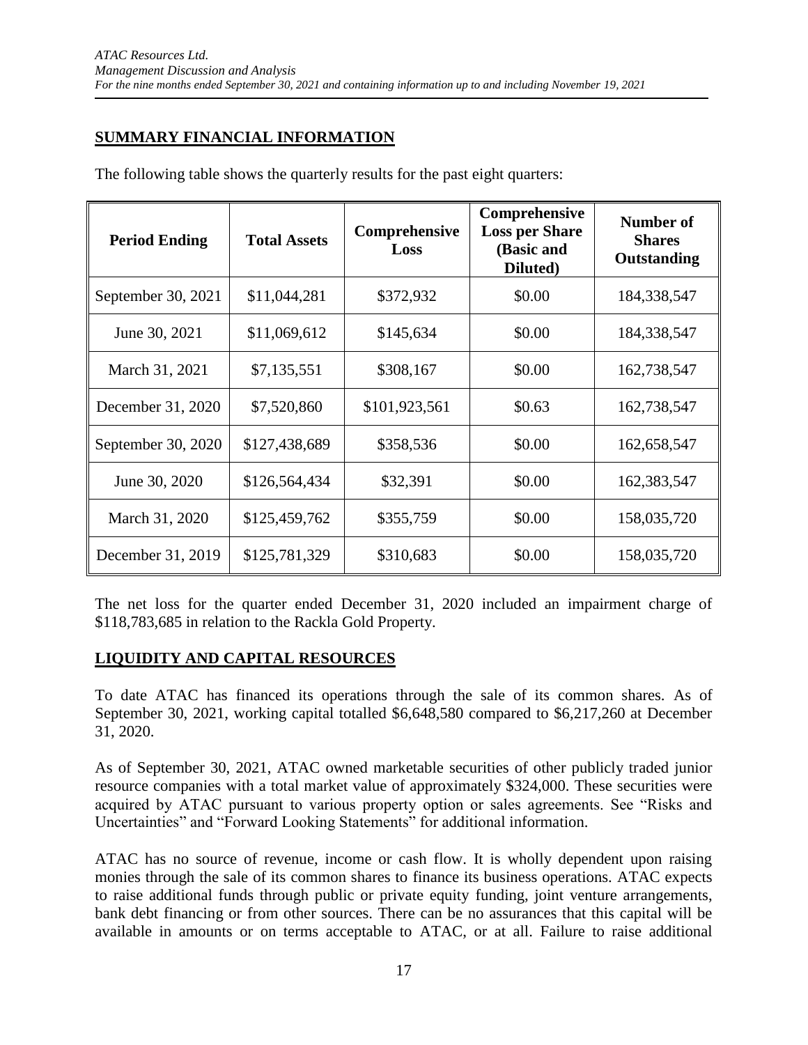## SUMMARY FINANCIAL INFORMATION

The following table shows the quarterly results for the past eight quarters:

| Period Ending | Total Assets | Comprehensive Loss | Comprehensive Loss per Share (Basic and Diluted) | Number of Shares Outstanding |
|---|---|---|---|---|
| September 30, 2021 | $11,044,281 | $372,932 | $0.00 | 184,338,547 |
| June 30, 2021 | $11,069,612 | $145,634 | $0.00 | 184,338,547 |
| March 31, 2021 | $7,135,551 | $308,167 | $0.00 | 162,738,547 |
| December 31, 2020 | $7,520,860 | $101,923,561 | $0.63 | 162,738,547 |
| September 30, 2020 | $127,438,689 | $358,536 | $0.00 | 162,658,547 |
| June 30, 2020 | $126,564,434 | $32,391 | $0.00 | 162,383,547 |
| March 31, 2020 | $125,459,762 | $355,759 | $0.00 | 158,035,720 |
| December 31, 2019 | $125,781,329 | $310,683 | $0.00 | 158,035,720 |

The net loss for the quarter ended December 31, 2020 included an impairment charge of $118,783,685 in relation to the Rackla Gold Property.

## LIQUIDITY AND CAPITAL RESOURCES

To date ATAC has financed its operations through the sale of its common shares. As of September 30, 2021, working capital totalled $6,648,580 compared to $6,217,260 at December 31, 2020.

As of September 30, 2021, ATAC owned marketable securities of other publicly traded junior resource companies with a total market value of approximately $324,000. These securities were acquired by ATAC pursuant to various property option or sales agreements. See "Risks and Uncertainties" and "Forward Looking Statements" for additional information.

ATAC has no source of revenue, income or cash flow. It is wholly dependent upon raising monies through the sale of its common shares to finance its business operations. ATAC expects to raise additional funds through public or private equity funding, joint venture arrangements, bank debt financing or from other sources. There can be no assurances that this capital will be available in amounts or on terms acceptable to ATAC, or at all. Failure to raise additional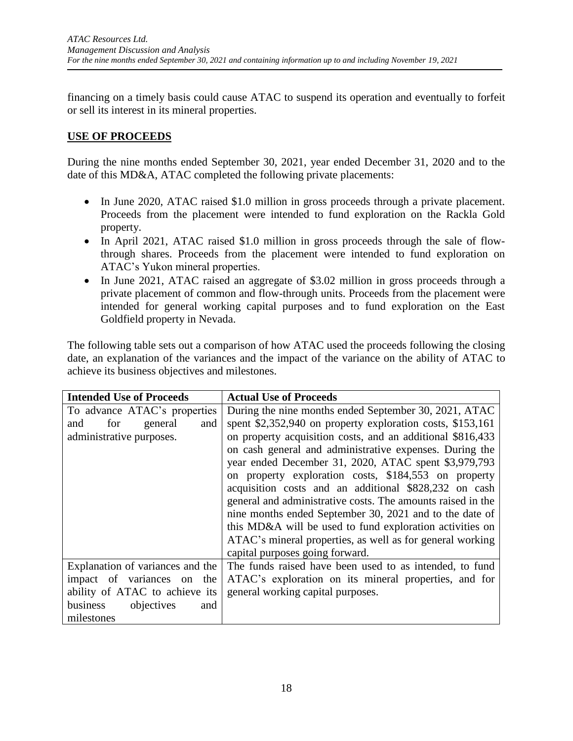financing on a timely basis could cause ATAC to suspend its operation and eventually to forfeit or sell its interest in its mineral properties.

## USE OF PROCEEDS

During the nine months ended September 30, 2021, year ended December 31, 2020 and to the date of this MD&A, ATAC completed the following private placements:

- In June 2020, ATAC raised $1.0 million in gross proceeds through a private placement. Proceeds from the placement were intended to fund exploration on the Rackla Gold property.
- In April 2021, ATAC raised $1.0 million in gross proceeds through the sale of flow-through shares. Proceeds from the placement were intended to fund exploration on ATAC's Yukon mineral properties.
- In June 2021, ATAC raised an aggregate of $3.02 million in gross proceeds through a private placement of common and flow-through units. Proceeds from the placement were intended for general working capital purposes and to fund exploration on the East Goldfield property in Nevada.

The following table sets out a comparison of how ATAC used the proceeds following the closing date, an explanation of the variances and the impact of the variance on the ability of ATAC to achieve its business objectives and milestones.

| Intended Use of Proceeds | Actual Use of Proceeds |
|---|---|
| To advance ATAC's properties and for general and administrative purposes. | During the nine months ended September 30, 2021, ATAC spent $2,352,940 on property exploration costs, $153,161 on property acquisition costs, and an additional $816,433 on cash general and administrative expenses. During the year ended December 31, 2020, ATAC spent $3,979,793 on property exploration costs, $184,553 on property acquisition costs and an additional $828,232 on cash general and administrative costs. The amounts raised in the nine months ended September 30, 2021 and to the date of this MD&A will be used to fund exploration activities on ATAC's mineral properties, as well as for general working capital purposes going forward. |
| Explanation of variances and the impact of variances on the ability of ATAC to achieve its business objectives and milestones | The funds raised have been used to as intended, to fund ATAC's exploration on its mineral properties, and for general working capital purposes. |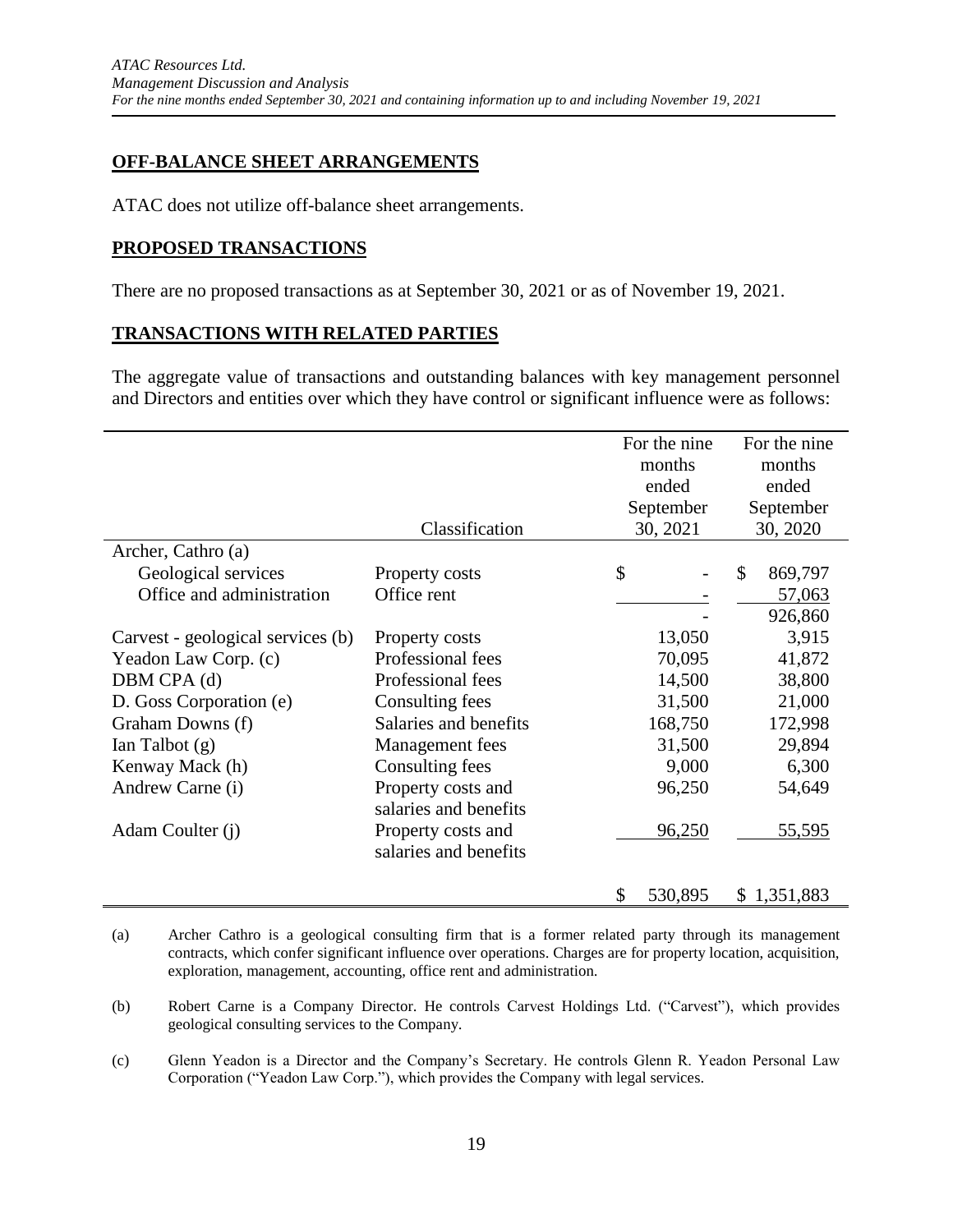## OFF-BALANCE SHEET ARRANGEMENTS

ATAC does not utilize off-balance sheet arrangements.

## PROPOSED TRANSACTIONS

There are no proposed transactions as at September 30, 2021 or as of November 19, 2021.

## TRANSACTIONS WITH RELATED PARTIES

The aggregate value of transactions and outstanding balances with key management personnel and Directors and entities over which they have control or significant influence were as follows:

| | Classification | For the nine months ended September 30, 2021 | For the nine months ended September 30, 2020 |
|---|---|---|---|
| Archer, Cathro (a) | | | |
| Geological services | Property costs | $ - | $ 869,797 |
| Office and administration | Office rent | - | 57,063 |
| | | - | 926,860 |
| Carvest - geological services (b) | Property costs | 13,050 | 3,915 |
| Yeadon Law Corp. (c) | Professional fees | 70,095 | 41,872 |
| DBM CPA (d) | Professional fees | 14,500 | 38,800 |
| D. Goss Corporation (e) | Consulting fees | 31,500 | 21,000 |
| Graham Downs (f) | Salaries and benefits | 168,750 | 172,998 |
| Ian Talbot (g) | Management fees | 31,500 | 29,894 |
| Kenway Mack (h) | Consulting fees | 9,000 | 6,300 |
| Andrew Carne (i) | Property costs and salaries and benefits | 96,250 | 54,649 |
| Adam Coulter (j) | Property costs and salaries and benefits | 96,250 | 55,595 |
| | | $ 530,895 | $ 1,351,883 |

(a) Archer Cathro is a geological consulting firm that is a former related party through its management contracts, which confer significant influence over operations. Charges are for property location, acquisition, exploration, management, accounting, office rent and administration.

(b) Robert Carne is a Company Director. He controls Carvest Holdings Ltd. ("Carvest"), which provides geological consulting services to the Company.

(c) Glenn Yeadon is a Director and the Company's Secretary. He controls Glenn R. Yeadon Personal Law Corporation ("Yeadon Law Corp."), which provides the Company with legal services.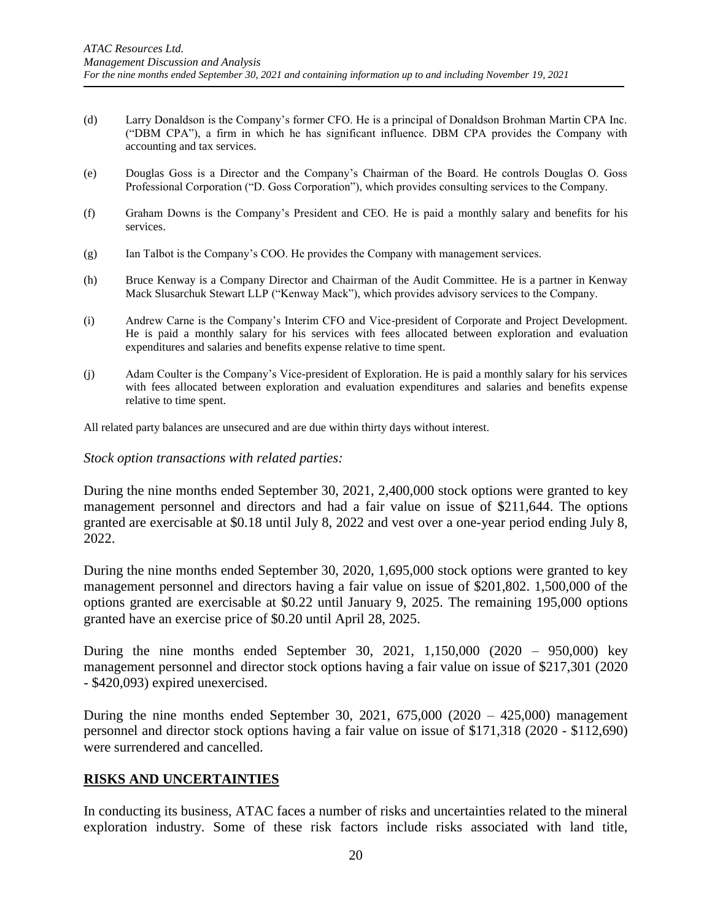(d) Larry Donaldson is the Company's former CFO. He is a principal of Donaldson Brohman Martin CPA Inc. ("DBM CPA"), a firm in which he has significant influence. DBM CPA provides the Company with accounting and tax services.

(e) Douglas Goss is a Director and the Company's Chairman of the Board. He controls Douglas O. Goss Professional Corporation ("D. Goss Corporation"), which provides consulting services to the Company.

(f) Graham Downs is the Company's President and CEO. He is paid a monthly salary and benefits for his services.

(g) Ian Talbot is the Company's COO. He provides the Company with management services.

(h) Bruce Kenway is a Company Director and Chairman of the Audit Committee. He is a partner in Kenway Mack Slusarchuk Stewart LLP ("Kenway Mack"), which provides advisory services to the Company.

(i) Andrew Carne is the Company's Interim CFO and Vice-president of Corporate and Project Development. He is paid a monthly salary for his services with fees allocated between exploration and evaluation expenditures and salaries and benefits expense relative to time spent.

(j) Adam Coulter is the Company's Vice-president of Exploration. He is paid a monthly salary for his services with fees allocated between exploration and evaluation expenditures and salaries and benefits expense relative to time spent.

All related party balances are unsecured and are due within thirty days without interest.

*Stock option transactions with related parties:*

During the nine months ended September 30, 2021, 2,400,000 stock options were granted to key management personnel and directors and had a fair value on issue of $211,644. The options granted are exercisable at $0.18 until July 8, 2022 and vest over a one-year period ending July 8, 2022.

During the nine months ended September 30, 2020, 1,695,000 stock options were granted to key management personnel and directors having a fair value on issue of $201,802. 1,500,000 of the options granted are exercisable at $0.22 until January 9, 2025. The remaining 195,000 options granted have an exercise price of $0.20 until April 28, 2025.

During the nine months ended September 30, 2021, 1,150,000 (2020 – 950,000) key management personnel and director stock options having a fair value on issue of $217,301 (2020 - $420,093) expired unexercised.

During the nine months ended September 30, 2021, 675,000 (2020 – 425,000) management personnel and director stock options having a fair value on issue of $171,318 (2020 - $112,690) were surrendered and cancelled.

## RISKS AND UNCERTAINTIES

In conducting its business, ATAC faces a number of risks and uncertainties related to the mineral exploration industry. Some of these risk factors include risks associated with land title,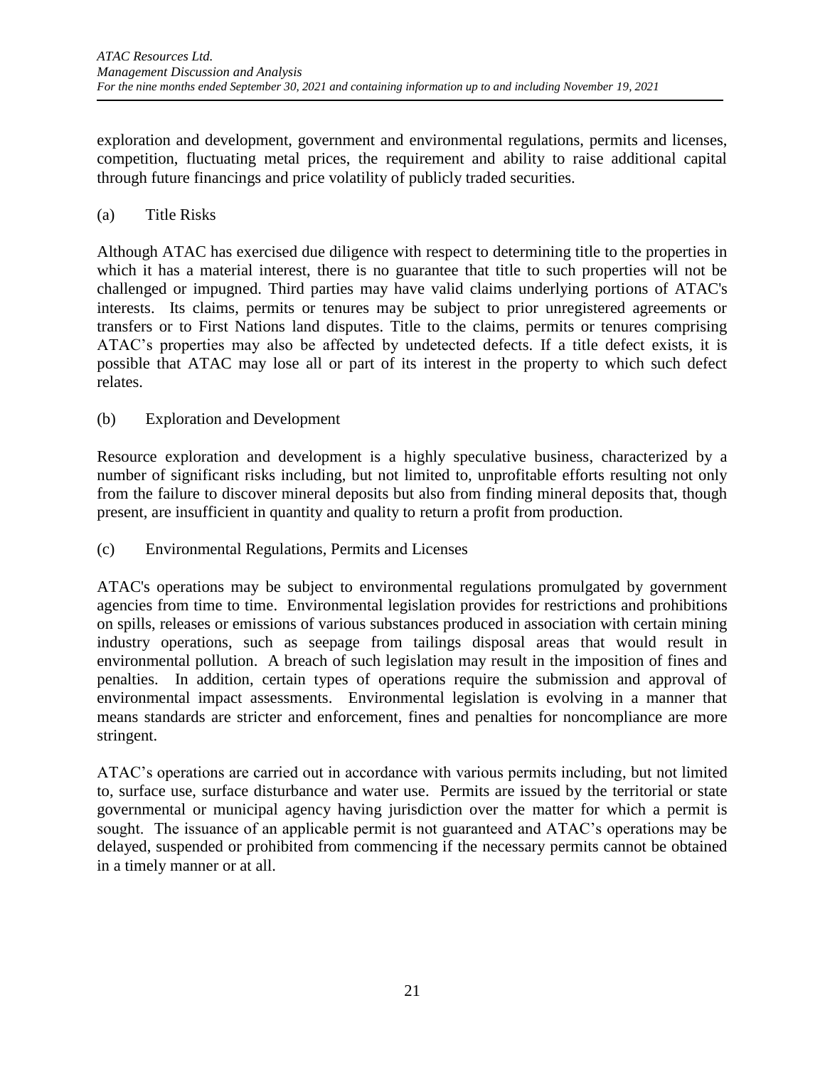exploration and development, government and environmental regulations, permits and licenses, competition, fluctuating metal prices, the requirement and ability to raise additional capital through future financings and price volatility of publicly traded securities.

(a) Title Risks

Although ATAC has exercised due diligence with respect to determining title to the properties in which it has a material interest, there is no guarantee that title to such properties will not be challenged or impugned. Third parties may have valid claims underlying portions of ATAC's interests. Its claims, permits or tenures may be subject to prior unregistered agreements or transfers or to First Nations land disputes. Title to the claims, permits or tenures comprising ATAC's properties may also be affected by undetected defects. If a title defect exists, it is possible that ATAC may lose all or part of its interest in the property to which such defect relates.

(b) Exploration and Development

Resource exploration and development is a highly speculative business, characterized by a number of significant risks including, but not limited to, unprofitable efforts resulting not only from the failure to discover mineral deposits but also from finding mineral deposits that, though present, are insufficient in quantity and quality to return a profit from production.

(c) Environmental Regulations, Permits and Licenses

ATAC's operations may be subject to environmental regulations promulgated by government agencies from time to time. Environmental legislation provides for restrictions and prohibitions on spills, releases or emissions of various substances produced in association with certain mining industry operations, such as seepage from tailings disposal areas that would result in environmental pollution. A breach of such legislation may result in the imposition of fines and penalties. In addition, certain types of operations require the submission and approval of environmental impact assessments. Environmental legislation is evolving in a manner that means standards are stricter and enforcement, fines and penalties for noncompliance are more stringent.

ATAC's operations are carried out in accordance with various permits including, but not limited to, surface use, surface disturbance and water use. Permits are issued by the territorial or state governmental or municipal agency having jurisdiction over the matter for which a permit is sought. The issuance of an applicable permit is not guaranteed and ATAC's operations may be delayed, suspended or prohibited from commencing if the necessary permits cannot be obtained in a timely manner or at all.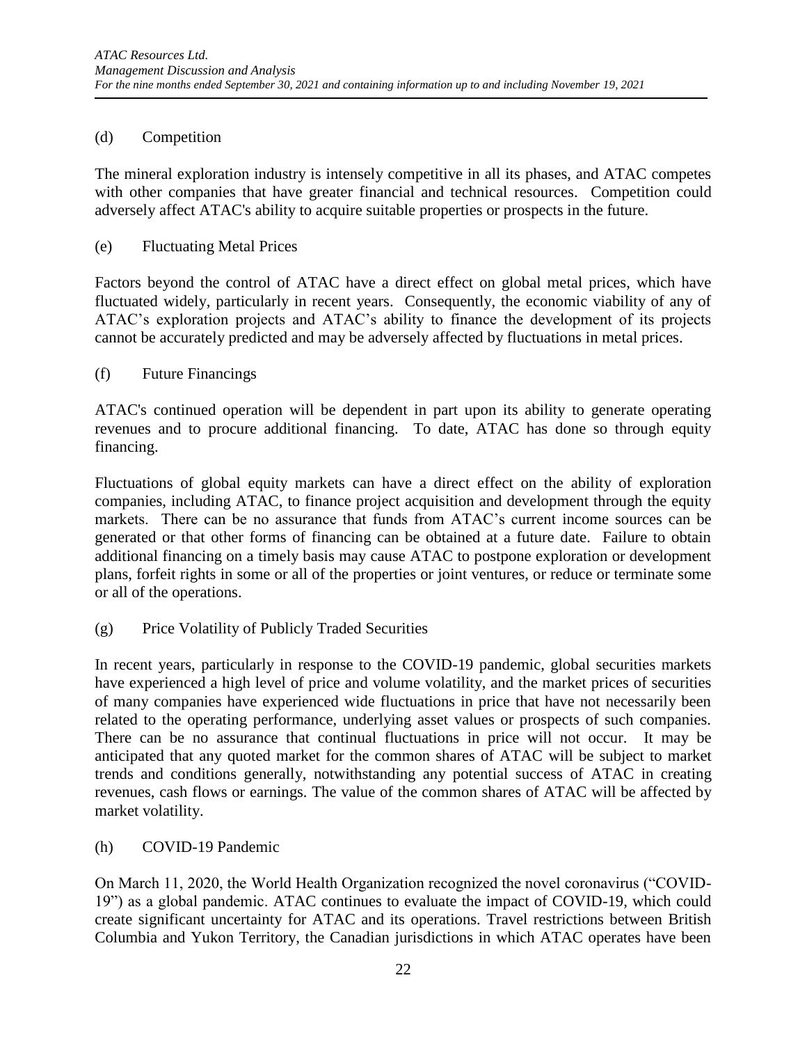(d) Competition

The mineral exploration industry is intensely competitive in all its phases, and ATAC competes with other companies that have greater financial and technical resources. Competition could adversely affect ATAC's ability to acquire suitable properties or prospects in the future.

(e) Fluctuating Metal Prices

Factors beyond the control of ATAC have a direct effect on global metal prices, which have fluctuated widely, particularly in recent years. Consequently, the economic viability of any of ATAC's exploration projects and ATAC's ability to finance the development of its projects cannot be accurately predicted and may be adversely affected by fluctuations in metal prices.

(f) Future Financings

ATAC's continued operation will be dependent in part upon its ability to generate operating revenues and to procure additional financing. To date, ATAC has done so through equity financing.

Fluctuations of global equity markets can have a direct effect on the ability of exploration companies, including ATAC, to finance project acquisition and development through the equity markets. There can be no assurance that funds from ATAC's current income sources can be generated or that other forms of financing can be obtained at a future date. Failure to obtain additional financing on a timely basis may cause ATAC to postpone exploration or development plans, forfeit rights in some or all of the properties or joint ventures, or reduce or terminate some or all of the operations.

(g) Price Volatility of Publicly Traded Securities

In recent years, particularly in response to the COVID-19 pandemic, global securities markets have experienced a high level of price and volume volatility, and the market prices of securities of many companies have experienced wide fluctuations in price that have not necessarily been related to the operating performance, underlying asset values or prospects of such companies. There can be no assurance that continual fluctuations in price will not occur. It may be anticipated that any quoted market for the common shares of ATAC will be subject to market trends and conditions generally, notwithstanding any potential success of ATAC in creating revenues, cash flows or earnings. The value of the common shares of ATAC will be affected by market volatility.

(h) COVID-19 Pandemic

On March 11, 2020, the World Health Organization recognized the novel coronavirus ("COVID-19") as a global pandemic. ATAC continues to evaluate the impact of COVID-19, which could create significant uncertainty for ATAC and its operations. Travel restrictions between British Columbia and Yukon Territory, the Canadian jurisdictions in which ATAC operates have been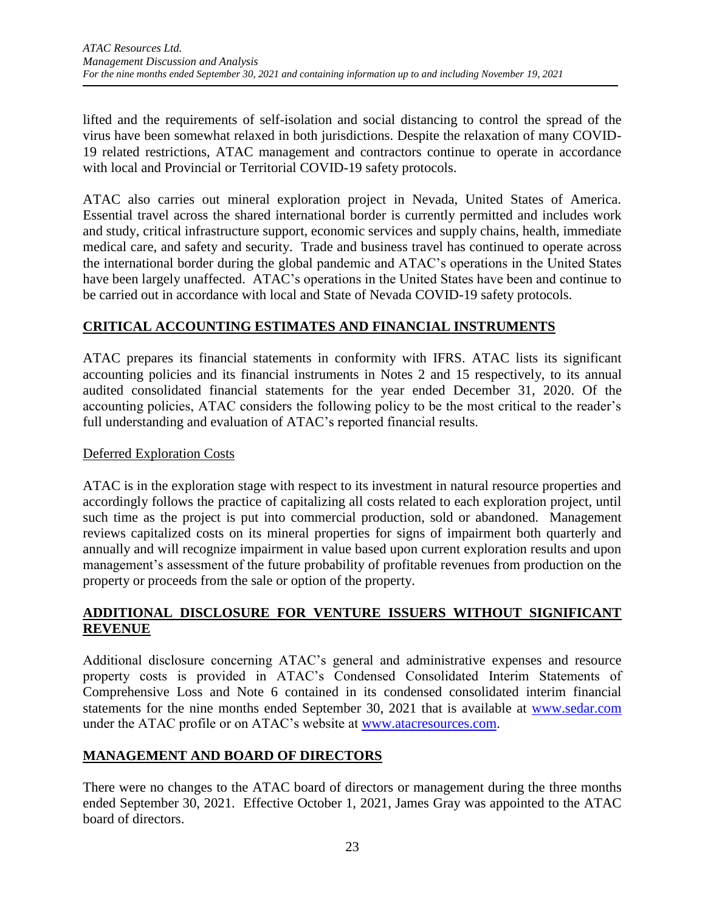lifted and the requirements of self-isolation and social distancing to control the spread of the virus have been somewhat relaxed in both jurisdictions. Despite the relaxation of many COVID-19 related restrictions, ATAC management and contractors continue to operate in accordance with local and Provincial or Territorial COVID-19 safety protocols.

ATAC also carries out mineral exploration project in Nevada, United States of America. Essential travel across the shared international border is currently permitted and includes work and study, critical infrastructure support, economic services and supply chains, health, immediate medical care, and safety and security. Trade and business travel has continued to operate across the international border during the global pandemic and ATAC's operations in the United States have been largely unaffected. ATAC's operations in the United States have been and continue to be carried out in accordance with local and State of Nevada COVID-19 safety protocols.

## CRITICAL ACCOUNTING ESTIMATES AND FINANCIAL INSTRUMENTS

ATAC prepares its financial statements in conformity with IFRS. ATAC lists its significant accounting policies and its financial instruments in Notes 2 and 15 respectively, to its annual audited consolidated financial statements for the year ended December 31, 2020. Of the accounting policies, ATAC considers the following policy to be the most critical to the reader's full understanding and evaluation of ATAC's reported financial results.

### Deferred Exploration Costs

ATAC is in the exploration stage with respect to its investment in natural resource properties and accordingly follows the practice of capitalizing all costs related to each exploration project, until such time as the project is put into commercial production, sold or abandoned. Management reviews capitalized costs on its mineral properties for signs of impairment both quarterly and annually and will recognize impairment in value based upon current exploration results and upon management's assessment of the future probability of profitable revenues from production on the property or proceeds from the sale or option of the property.

## ADDITIONAL DISCLOSURE FOR VENTURE ISSUERS WITHOUT SIGNIFICANT REVENUE

Additional disclosure concerning ATAC's general and administrative expenses and resource property costs is provided in ATAC's Condensed Consolidated Interim Statements of Comprehensive Loss and Note 6 contained in its condensed consolidated interim financial statements for the nine months ended September 30, 2021 that is available at www.sedar.com under the ATAC profile or on ATAC's website at www.atacresources.com.

## MANAGEMENT AND BOARD OF DIRECTORS

There were no changes to the ATAC board of directors or management during the three months ended September 30, 2021. Effective October 1, 2021, James Gray was appointed to the ATAC board of directors.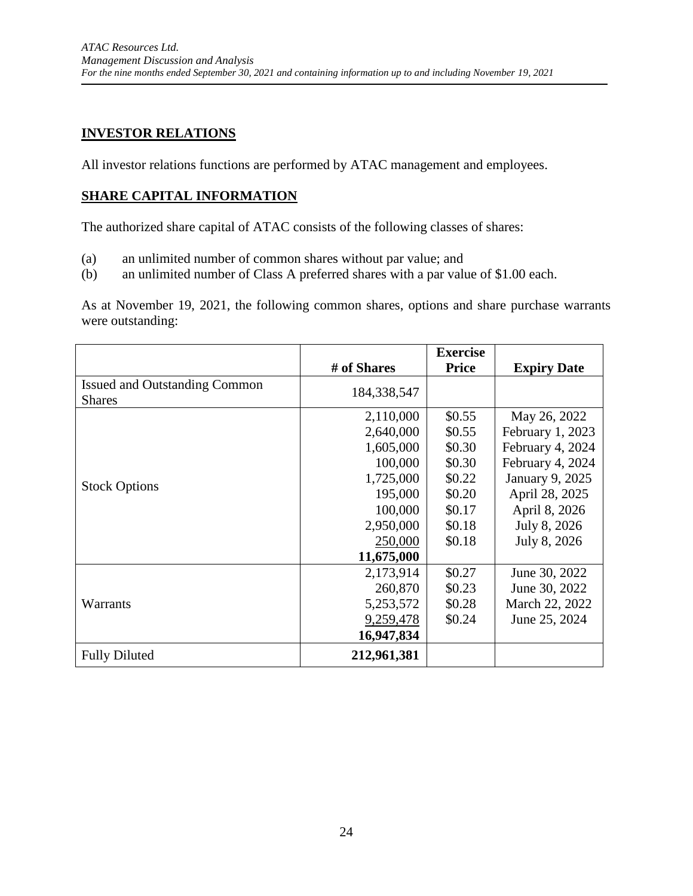## INVESTOR RELATIONS

All investor relations functions are performed by ATAC management and employees.

## SHARE CAPITAL INFORMATION

The authorized share capital of ATAC consists of the following classes of shares:

(a) an unlimited number of common shares without par value; and
(b) an unlimited number of Class A preferred shares with a par value of $1.00 each.

As at November 19, 2021, the following common shares, options and share purchase warrants were outstanding:

| | # of Shares | Exercise Price | Expiry Date |
|---|---|---|---|
| Issued and Outstanding Common Shares | 184,338,547 | | |
| Stock Options | 2,110,000 | $0.55 | May 26, 2022 |
| | 2,640,000 | $0.55 | February 1, 2023 |
| | 1,605,000 | $0.30 | February 4, 2024 |
| | 100,000 | $0.30 | February 4, 2024 |
| | 1,725,000 | $0.22 | January 9, 2025 |
| | 195,000 | $0.20 | April 28, 2025 |
| | 100,000 | $0.17 | April 8, 2026 |
| | 2,950,000 | $0.18 | July 8, 2026 |
| | 250,000 | $0.18 | July 8, 2026 |
| | **11,675,000** | | |
| Warrants | 2,173,914 | $0.27 | June 30, 2022 |
| | 260,870 | $0.23 | June 30, 2022 |
| | 5,253,572 | $0.28 | March 22, 2022 |
| | 9,259,478 | $0.24 | June 25, 2024 |
| | **16,947,834** | | |
| Fully Diluted | **212,961,381** | | |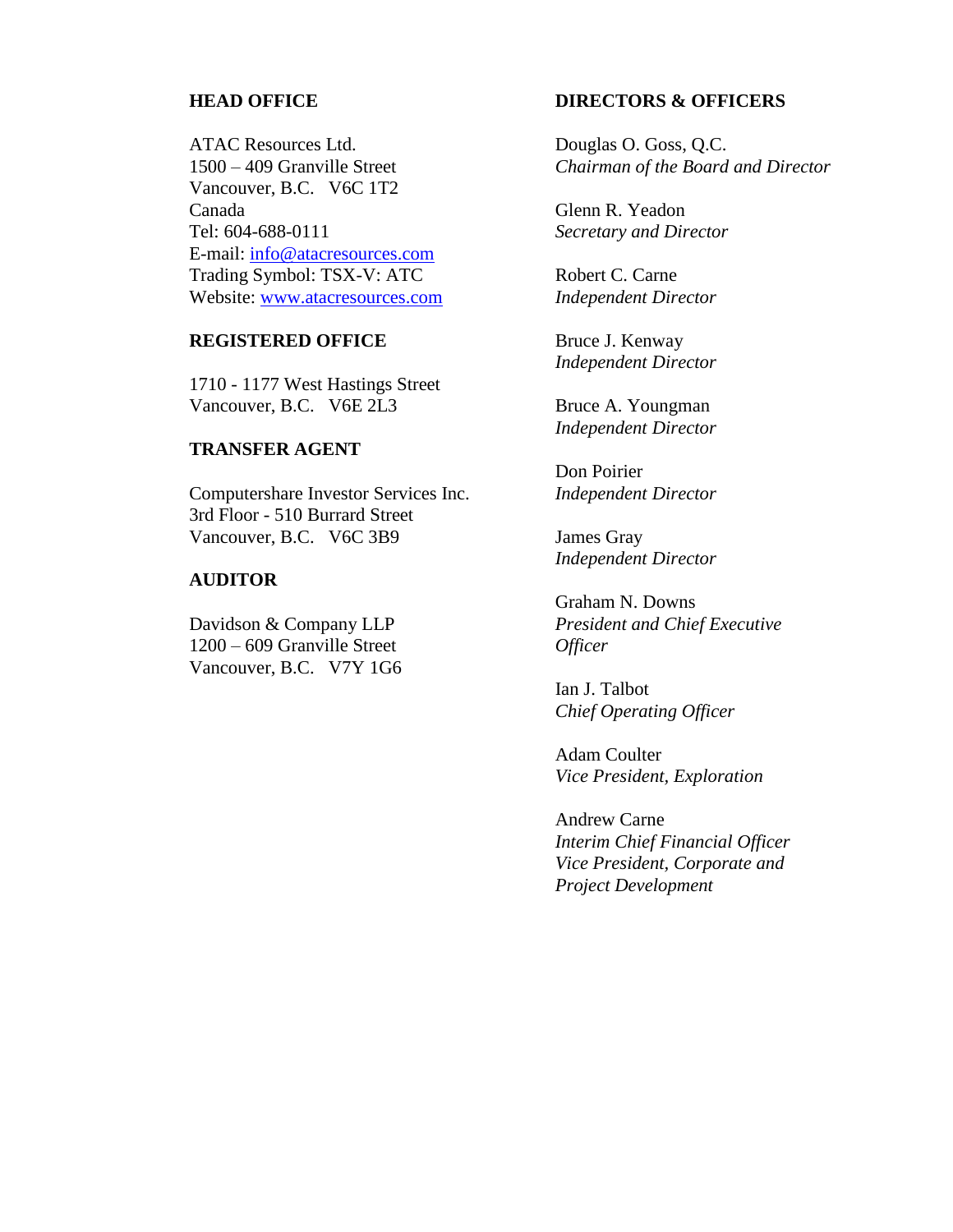## HEAD OFFICE

ATAC Resources Ltd.
1500 – 409 Granville Street
Vancouver, B.C. V6C 1T2
Canada
Tel: 604-688-0111
E-mail: info@atacresources.com
Trading Symbol: TSX-V: ATC
Website: www.atacresources.com

## REGISTERED OFFICE

1710 - 1177 West Hastings Street
Vancouver, B.C. V6E 2L3

## TRANSFER AGENT

Computershare Investor Services Inc.
3rd Floor - 510 Burrard Street
Vancouver, B.C. V6C 3B9

## AUDITOR

Davidson & Company LLP
1200 – 609 Granville Street
Vancouver, B.C. V7Y 1G6

## DIRECTORS & OFFICERS

Douglas O. Goss, Q.C.
*Chairman of the Board and Director*

Glenn R. Yeadon
*Secretary and Director*

Robert C. Carne
*Independent Director*

Bruce J. Kenway
*Independent Director*

Bruce A. Youngman
*Independent Director*

Don Poirier
*Independent Director*

James Gray
*Independent Director*

Graham N. Downs
*President and Chief Executive Officer*

Ian J. Talbot
*Chief Operating Officer*

Adam Coulter
*Vice President, Exploration*

Andrew Carne
*Interim Chief Financial Officer*
*Vice President, Corporate and Project Development*